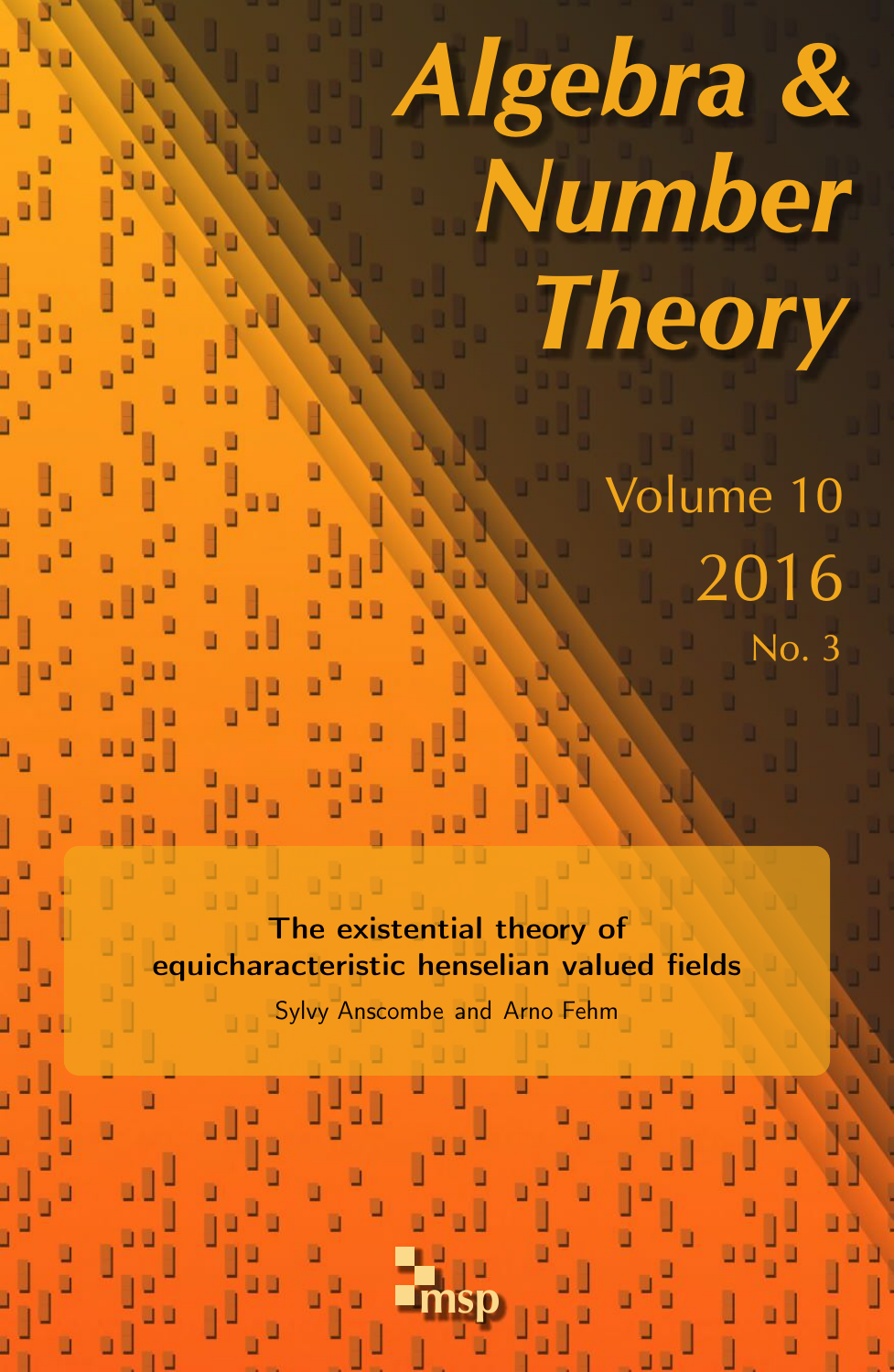# Algebra & Number Theory

Volume 10

2016

No. 3

**The existential theory of equicharacteristic henselian valued fields**

Sylvy Anscombe and Arno Fehm

msp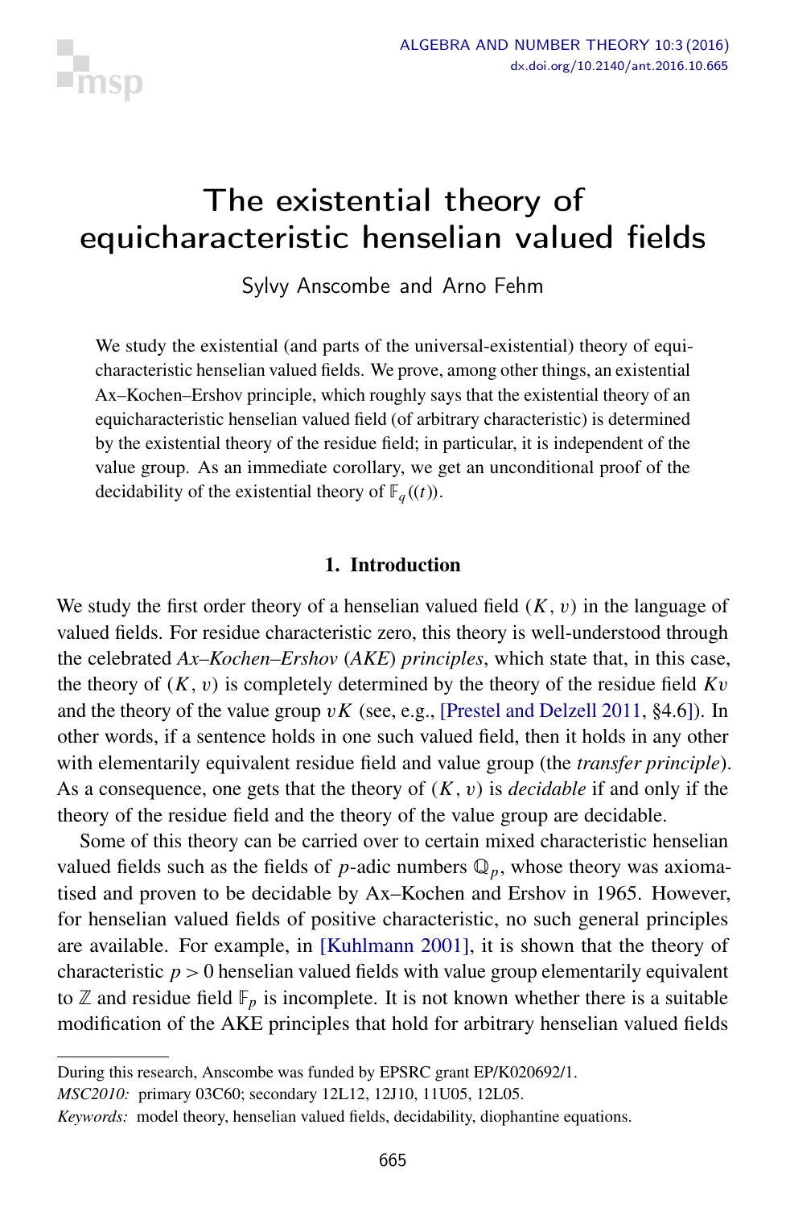# The existential theory of equicharacteristic henselian valued fields

Sylvy Anscombe and Arno Fehm

We study the existential (and parts of the universal-existential) theory of equicharacteristic henselian valued fields. We prove, among other things, an existential Ax–Kochen–Ershov principle, which roughly says that the existential theory of an equicharacteristic henselian valued field (of arbitrary characteristic) is determined by the existential theory of the residue field; in particular, it is independent of the value group. As an immediate corollary, we get an unconditional proof of the decidability of the existential theory of $\mathbb{F}_q((t))$.

## 1. Introduction

We study the first order theory of a henselian valued field $(K, v)$ in the language of valued fields. For residue characteristic zero, this theory is well-understood through the celebrated *Ax–Kochen–Ershov* (*AKE*) *principles*, which state that, in this case, the theory of $(K, v)$ is completely determined by the theory of the residue field $Kv$ and the theory of the value group $vK$ (see, e.g., [Prestel and Delzell 2011, §4.6]). In other words, if a sentence holds in one such valued field, then it holds in any other with elementarily equivalent residue field and value group (the *transfer principle*). As a consequence, one gets that the theory of $(K, v)$ is *decidable* if and only if the theory of the residue field and the theory of the value group are decidable.

Some of this theory can be carried over to certain mixed characteristic henselian valued fields such as the fields of $p$-adic numbers $\mathbb{Q}_p$, whose theory was axiomatised and proven to be decidable by Ax–Kochen and Ershov in 1965. However, for henselian valued fields of positive characteristic, no such general principles are available. For example, in [Kuhlmann 2001], it is shown that the theory of characteristic $p > 0$ henselian valued fields with value group elementarily equivalent to $\mathbb{Z}$ and residue field $\mathbb{F}_p$ is incomplete. It is not known whether there is a suitable modification of the AKE principles that hold for arbitrary henselian valued fields

During this research, Anscombe was funded by EPSRC grant EP/K020692/1.

*MSC2010:* primary 03C60; secondary 12L12, 12J10, 11U05, 12L05.

*Keywords:* model theory, henselian valued fields, decidability, diophantine equations.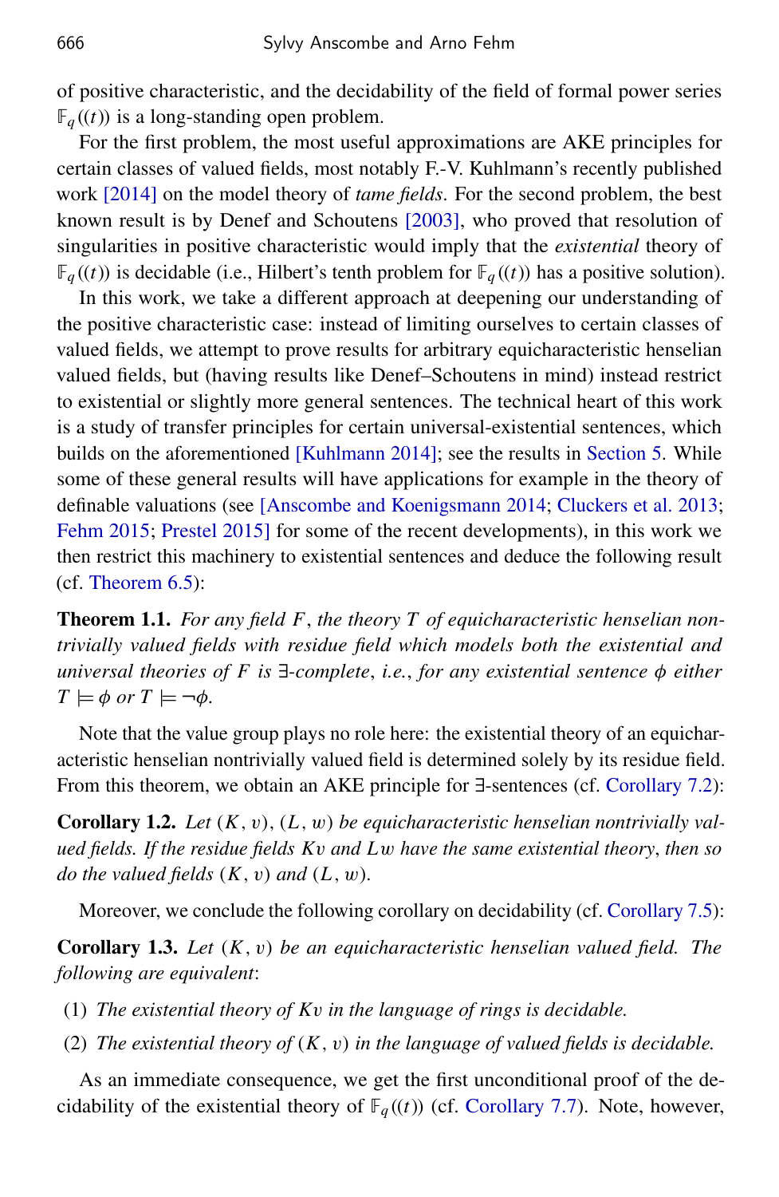of positive characteristic, and the decidability of the field of formal power series $\mathbb{F}_q((t))$ is a long-standing open problem.

For the first problem, the most useful approximations are AKE principles for certain classes of valued fields, most notably F.-V. Kuhlmann's recently published work [2014] on the model theory of *tame fields*. For the second problem, the best known result is by Denef and Schoutens [2003], who proved that resolution of singularities in positive characteristic would imply that the *existential* theory of $\mathbb{F}_q((t))$ is decidable (i.e., Hilbert's tenth problem for $\mathbb{F}_q((t))$ has a positive solution).

In this work, we take a different approach at deepening our understanding of the positive characteristic case: instead of limiting ourselves to certain classes of valued fields, we attempt to prove results for arbitrary equicharacteristic henselian valued fields, but (having results like Denef–Schoutens in mind) instead restrict to existential or slightly more general sentences. The technical heart of this work is a study of transfer principles for certain universal-existential sentences, which builds on the aforementioned [Kuhlmann 2014]; see the results in Section 5. While some of these general results will have applications for example in the theory of definable valuations (see [Anscombe and Koenigsmann 2014; Cluckers et al. 2013; Fehm 2015; Prestel 2015] for some of the recent developments), in this work we then restrict this machinery to existential sentences and deduce the following result (cf. Theorem 6.5):

**Theorem 1.1.** *For any field $F$, the theory $T$ of equicharacteristic henselian nontrivially valued fields with residue field which models both the existential and universal theories of $F$ is $\exists$-complete, i.e., for any existential sentence $\phi$ either $T \models \phi$ or $T \models \neg\phi$.*

Note that the value group plays no role here: the existential theory of an equicharacteristic henselian nontrivially valued field is determined solely by its residue field. From this theorem, we obtain an AKE principle for $\exists$-sentences (cf. Corollary 7.2):

**Corollary 1.2.** *Let $(K, v)$, $(L, w)$ be equicharacteristic henselian nontrivially valued fields. If the residue fields $Kv$ and $Lw$ have the same existential theory, then so do the valued fields $(K, v)$ and $(L, w)$.*

Moreover, we conclude the following corollary on decidability (cf. Corollary 7.5):

**Corollary 1.3.** *Let $(K, v)$ be an equicharacteristic henselian valued field. The following are equivalent:*

1. *The existential theory of $Kv$ in the language of rings is decidable.*
2. *The existential theory of $(K, v)$ in the language of valued fields is decidable.*

As an immediate consequence, we get the first unconditional proof of the decidability of the existential theory of $\mathbb{F}_q((t))$ (cf. Corollary 7.7). Note, however,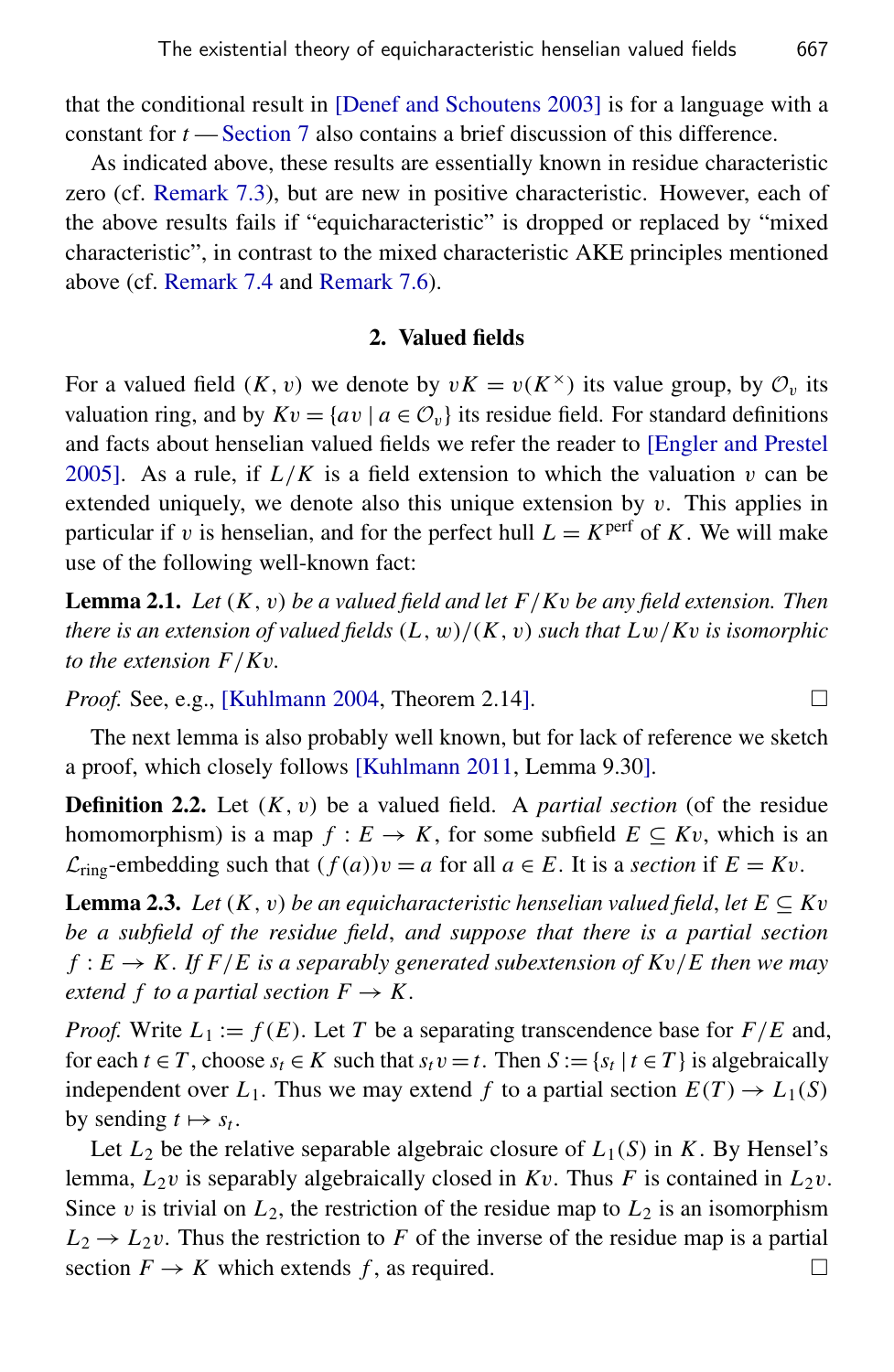that the conditional result in [Denef and Schoutens 2003] is for a language with a constant for $t$ — Section 7 also contains a brief discussion of this difference.

As indicated above, these results are essentially known in residue characteristic zero (cf. Remark 7.3), but are new in positive characteristic. However, each of the above results fails if "equicharacteristic" is dropped or replaced by "mixed characteristic", in contrast to the mixed characteristic AKE principles mentioned above (cf. Remark 7.4 and Remark 7.6).

## 2. Valued fields

For a valued field $(K, v)$ we denote by $vK = v(K^\times)$ its value group, by $\mathcal{O}_v$ its valuation ring, and by $Kv = \{av \mid a \in \mathcal{O}_v\}$ its residue field. For standard definitions and facts about henselian valued fields we refer the reader to [Engler and Prestel 2005]. As a rule, if $L/K$ is a field extension to which the valuation $v$ can be extended uniquely, we denote also this unique extension by $v$. This applies in particular if $v$ is henselian, and for the perfect hull $L = K^{\mathrm{perf}}$ of $K$. We will make use of the following well-known fact:

**Lemma 2.1.** *Let $(K, v)$ be a valued field and let $F/Kv$ be any field extension. Then there is an extension of valued fields $(L, w)/(K, v)$ such that $Lw/Kv$ is isomorphic to the extension $F/Kv$.*

*Proof.* See, e.g., [Kuhlmann 2004, Theorem 2.14]. □

The next lemma is also probably well known, but for lack of reference we sketch a proof, which closely follows [Kuhlmann 2011, Lemma 9.30].

**Definition 2.2.** Let $(K, v)$ be a valued field. A *partial section* (of the residue homomorphism) is a map $f : E \to K$, for some subfield $E \subseteq Kv$, which is an $\mathcal{L}_{\mathrm{ring}}$-embedding such that $(f(a))v = a$ for all $a \in E$. It is a *section* if $E = Kv$.

**Lemma 2.3.** *Let $(K, v)$ be an equicharacteristic henselian valued field, let $E \subseteq Kv$ be a subfield of the residue field, and suppose that there is a partial section $f : E \to K$. If $F/E$ is a separably generated subextension of $Kv/E$ then we may extend $f$ to a partial section $F \to K$.*

*Proof.* Write $L_1 := f(E)$. Let $T$ be a separating transcendence base for $F/E$ and, for each $t \in T$, choose $s_t \in K$ such that $s_t v = t$. Then $S := \{s_t \mid t \in T\}$ is algebraically independent over $L_1$. Thus we may extend $f$ to a partial section $E(T) \to L_1(S)$ by sending $t \mapsto s_t$.

Let $L_2$ be the relative separable algebraic closure of $L_1(S)$ in $K$. By Hensel's lemma, $L_2 v$ is separably algebraically closed in $Kv$. Thus $F$ is contained in $L_2 v$. Since $v$ is trivial on $L_2$, the restriction of the residue map to $L_2$ is an isomorphism $L_2 \to L_2 v$. Thus the restriction to $F$ of the inverse of the residue map is a partial section $F \to K$ which extends $f$, as required. □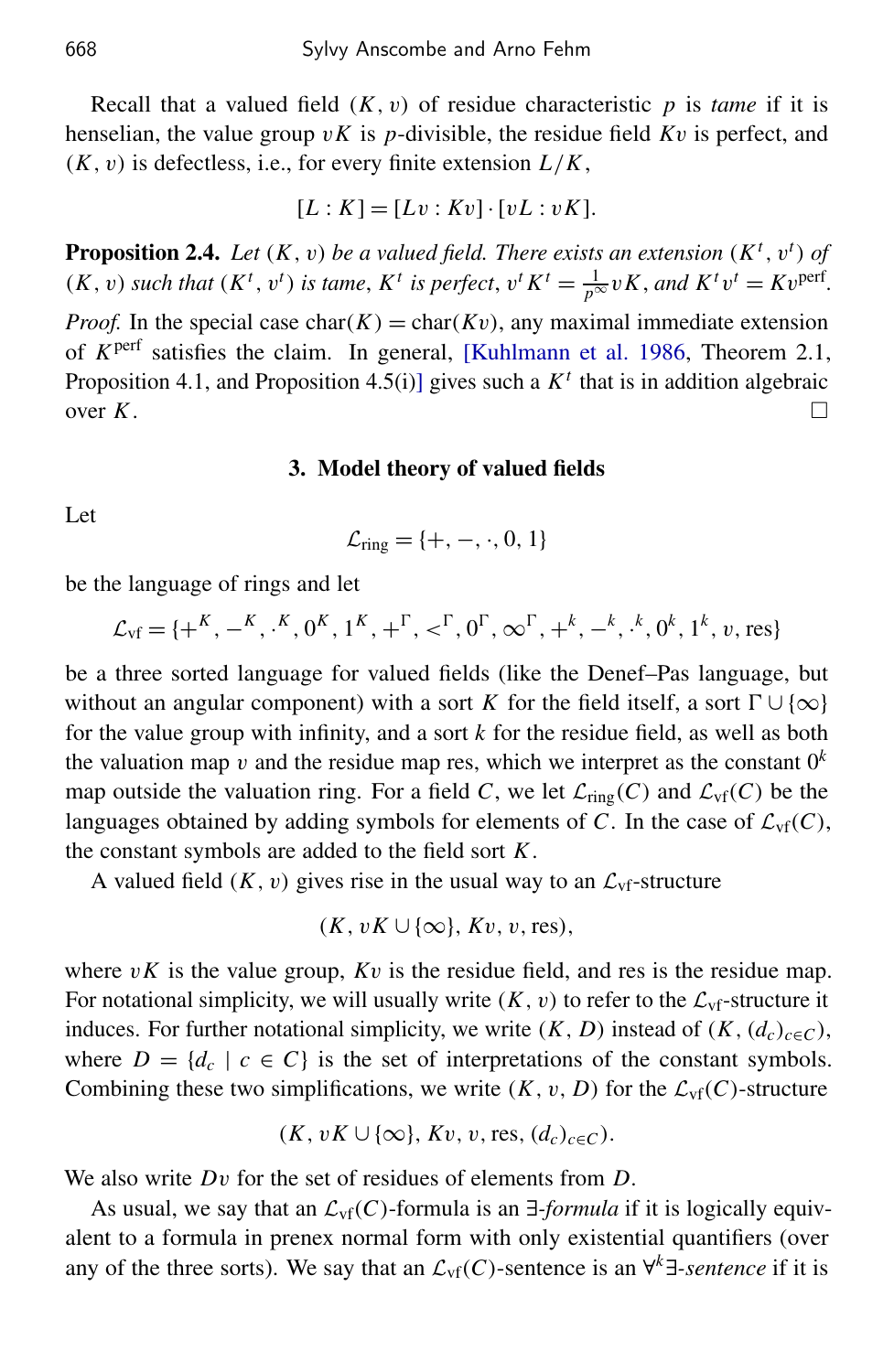Recall that a valued field $(K, v)$ of residue characteristic $p$ is *tame* if it is henselian, the value group $vK$ is $p$-divisible, the residue field $Kv$ is perfect, and $(K, v)$ is defectless, i.e., for every finite extension $L/K$,

$$[L : K] = [Lv : Kv] \cdot [vL : vK].$$

**Proposition 2.4.** *Let $(K, v)$ be a valued field. There exists an extension $(K^t, v^t)$ of $(K, v)$ such that $(K^t, v^t)$ is tame, $K^t$ is perfect, $v^t K^t = \frac{1}{p^\infty} vK$, and $K^t v^t = Kv^{\mathrm{perf}}$.*

*Proof.* In the special case $\mathrm{char}(K) = \mathrm{char}(Kv)$, any maximal immediate extension of $K^{\mathrm{perf}}$ satisfies the claim. In general, [Kuhlmann et al. 1986, Theorem 2.1, Proposition 4.1, and Proposition 4.5(i)] gives such a $K^t$ that is in addition algebraic over $K$. □

## 3. Model theory of valued fields

Let

$$\mathcal{L}_{\mathrm{ring}} = \{+, -, \cdot, 0, 1\}$$

be the language of rings and let

$$\mathcal{L}_{\mathrm{vf}} = \{+^K, -^K, \cdot^K, 0^K, 1^K, +^\Gamma, <^\Gamma, 0^\Gamma, \infty^\Gamma, +^k, -^k, \cdot^k, 0^k, 1^k, v, \mathrm{res}\}$$

be a three sorted language for valued fields (like the Denef–Pas language, but without an angular component) with a sort $K$ for the field itself, a sort $\Gamma \cup \{\infty\}$ for the value group with infinity, and a sort $k$ for the residue field, as well as both the valuation map $v$ and the residue map res, which we interpret as the constant $0^k$ map outside the valuation ring. For a field $C$, we let $\mathcal{L}_{\mathrm{ring}}(C)$ and $\mathcal{L}_{\mathrm{vf}}(C)$ be the languages obtained by adding symbols for elements of $C$. In the case of $\mathcal{L}_{\mathrm{vf}}(C)$, the constant symbols are added to the field sort $K$.

A valued field $(K, v)$ gives rise in the usual way to an $\mathcal{L}_{\mathrm{vf}}$-structure

$$(K, vK \cup \{\infty\}, Kv, v, \mathrm{res}),$$

where $vK$ is the value group, $Kv$ is the residue field, and res is the residue map. For notational simplicity, we will usually write $(K, v)$ to refer to the $\mathcal{L}_{\mathrm{vf}}$-structure it induces. For further notational simplicity, we write $(K, D)$ instead of $(K, (d_c)_{c \in C})$, where $D = \{d_c \mid c \in C\}$ is the set of interpretations of the constant symbols. Combining these two simplifications, we write $(K, v, D)$ for the $\mathcal{L}_{\mathrm{vf}}(C)$-structure

$$(K, vK \cup \{\infty\}, Kv, v, \mathrm{res}, (d_c)_{c \in C}).$$

We also write $Dv$ for the set of residues of elements from $D$.

As usual, we say that an $\mathcal{L}_{\mathrm{vf}}(C)$-formula is an *$\exists$-formula* if it is logically equivalent to a formula in prenex normal form with only existential quantifiers (over any of the three sorts). We say that an $\mathcal{L}_{\mathrm{vf}}(C)$-sentence is an *$\forall^k\exists$-sentence* if it is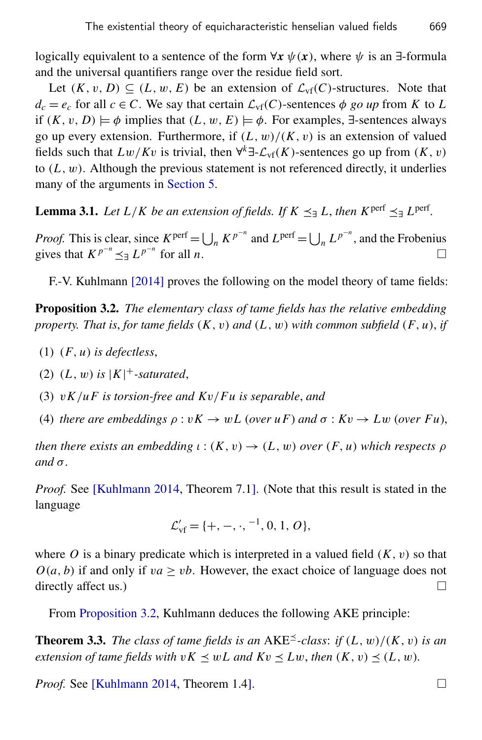logically equivalent to a sentence of the form $\forall \boldsymbol{x}\, \psi(\boldsymbol{x})$, where $\psi$ is an $\exists$-formula and the universal quantifiers range over the residue field sort.

Let $(K, v, D) \subseteq (L, w, E)$ be an extension of $\mathcal{L}_{\mathrm{vf}}(C)$-structures. Note that $d_c = e_c$ for all $c \in C$. We say that certain $\mathcal{L}_{\mathrm{vf}}(C)$-sentences $\phi$ *go up* from $K$ to $L$ if $(K, v, D) \models \phi$ implies that $(L, w, E) \models \phi$. For examples, $\exists$-sentences always go up every extension. Furthermore, if $(L, w)/(K, v)$ is an extension of valued fields such that $Lw/Kv$ is trivial, then $\forall^k\exists$-$\mathcal{L}_{\mathrm{vf}}(K)$-sentences go up from $(K, v)$ to $(L, w)$. Although the previous statement is not referenced directly, it underlies many of the arguments in Section 5.

**Lemma 3.1.** *Let $L/K$ be an extension of fields. If $K \preceq_\exists L$, then $K^{\mathrm{perf}} \preceq_\exists L^{\mathrm{perf}}$.*

*Proof.* This is clear, since $K^{\mathrm{perf}} = \bigcup_n K^{p^{-n}}$ and $L^{\mathrm{perf}} = \bigcup_n L^{p^{-n}}$, and the Frobenius gives that $K^{p^{-n}} \preceq_\exists L^{p^{-n}}$ for all $n$. □

F.-V. Kuhlmann [2014] proves the following on the model theory of tame fields:

**Proposition 3.2.** *The elementary class of tame fields has the relative embedding property. That is, for tame fields $(K, v)$ and $(L, w)$ with common subfield $(F, u)$, if*

1. *$(F, u)$ is defectless,*
2. *$(L, w)$ is $|K|^+$-saturated,*
3. *$vK/uF$ is torsion-free and $Kv/Fu$ is separable, and*
4. *there are embeddings $\rho : vK \to wL$ (over $uF$) and $\sigma : Kv \to Lw$ (over $Fu$),*

*then there exists an embedding $\iota : (K, v) \to (L, w)$ over $(F, u)$ which respects $\rho$ and $\sigma$.*

*Proof.* See [Kuhlmann 2014, Theorem 7.1]. (Note that this result is stated in the language

$$\mathcal{L}'_{\mathrm{vf}} = \{+, -, \cdot, {}^{-1}, 0, 1, O\},$$

where $O$ is a binary predicate which is interpreted in a valued field $(K, v)$ so that $O(a, b)$ if and only if $va \geq vb$. However, the exact choice of language does not directly affect us.) □

From Proposition 3.2, Kuhlmann deduces the following AKE principle:

**Theorem 3.3.** *The class of tame fields is an $\mathrm{AKE}^{\preceq}$-class: if $(L, w)/(K, v)$ is an extension of tame fields with $vK \preceq wL$ and $Kv \preceq Lw$, then $(K, v) \preceq (L, w)$.*

*Proof.* See [Kuhlmann 2014, Theorem 1.4]. □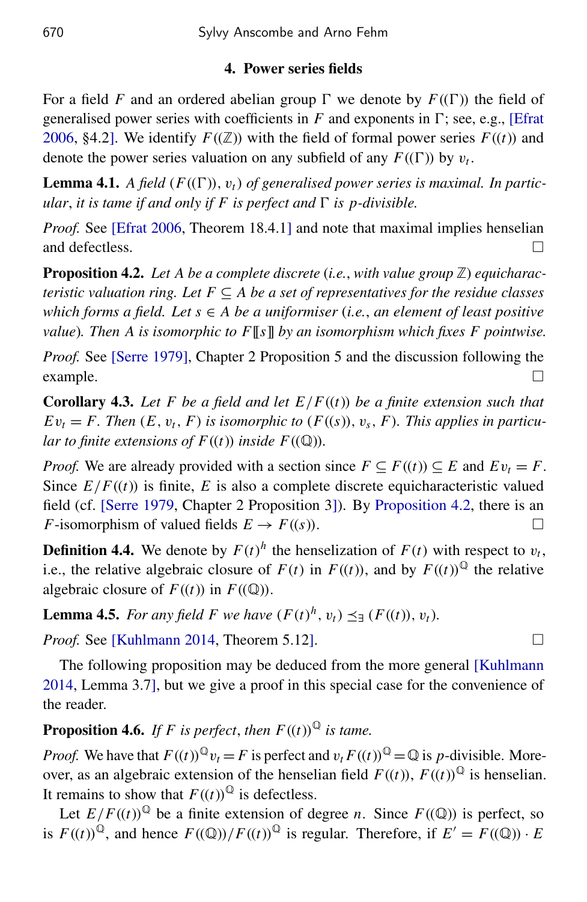## 4. Power series fields

For a field $F$ and an ordered abelian group $\Gamma$ we denote by $F((\Gamma))$ the field of generalised power series with coefficients in $F$ and exponents in $\Gamma$; see, e.g., [Efrat 2006, §4.2]. We identify $F((\mathbb{Z}))$ with the field of formal power series $F((t))$ and denote the power series valuation on any subfield of any $F((\Gamma))$ by $v_t$.

**Lemma 4.1.** *A field $(F((\Gamma)), v_t)$ of generalised power series is maximal. In particular, it is tame if and only if $F$ is perfect and $\Gamma$ is $p$-divisible.*

*Proof.* See [Efrat 2006, Theorem 18.4.1] and note that maximal implies henselian and defectless. □

**Proposition 4.2.** *Let $A$ be a complete discrete (i.e., with value group $\mathbb{Z}$) equicharacteristic valuation ring. Let $F \subseteq A$ be a set of representatives for the residue classes which forms a field. Let $s \in A$ be a uniformiser (i.e., an element of least positive value). Then $A$ is isomorphic to $F[[s]]$ by an isomorphism which fixes $F$ pointwise.*

*Proof.* See [Serre 1979], Chapter 2 Proposition 5 and the discussion following the example. □

**Corollary 4.3.** *Let $F$ be a field and let $E/F((t))$ be a finite extension such that $Ev_t = F$. Then $(E, v_t, F)$ is isomorphic to $(F((s)), v_s, F)$. This applies in particular to finite extensions of $F((t))$ inside $F((\mathbb{Q}))$.*

*Proof.* We are already provided with a section since $F \subseteq F((t)) \subseteq E$ and $Ev_t = F$. Since $E/F((t))$ is finite, $E$ is also a complete discrete equicharacteristic valued field (cf. [Serre 1979, Chapter 2 Proposition 3]). By Proposition 4.2, there is an $F$-isomorphism of valued fields $E \to F((s))$. □

**Definition 4.4.** We denote by $F(t)^h$ the henselization of $F(t)$ with respect to $v_t$, i.e., the relative algebraic closure of $F(t)$ in $F((t))$, and by $F((t))^{\mathbb{Q}}$ the relative algebraic closure of $F((t))$ in $F((\mathbb{Q}))$.

**Lemma 4.5.** *For any field $F$ we have $(F(t)^h, v_t) \preceq_{\exists} (F((t)), v_t)$.*

*Proof.* See [Kuhlmann 2014, Theorem 5.12]. □

The following proposition may be deduced from the more general [Kuhlmann 2014, Lemma 3.7], but we give a proof in this special case for the convenience of the reader.

**Proposition 4.6.** *If $F$ is perfect, then $F((t))^{\mathbb{Q}}$ is tame.*

*Proof.* We have that $F((t))^{\mathbb{Q}} v_t = F$ is perfect and $v_t F((t))^{\mathbb{Q}} = \mathbb{Q}$ is $p$-divisible. Moreover, as an algebraic extension of the henselian field $F((t))$, $F((t))^{\mathbb{Q}}$ is henselian. It remains to show that $F((t))^{\mathbb{Q}}$ is defectless.

Let $E/F((t))^{\mathbb{Q}}$ be a finite extension of degree $n$. Since $F((\mathbb{Q}))$ is perfect, so is $F((t))^{\mathbb{Q}}$, and hence $F((\mathbb{Q}))/F((t))^{\mathbb{Q}}$ is regular. Therefore, if $E' = F((\mathbb{Q})) \cdot E$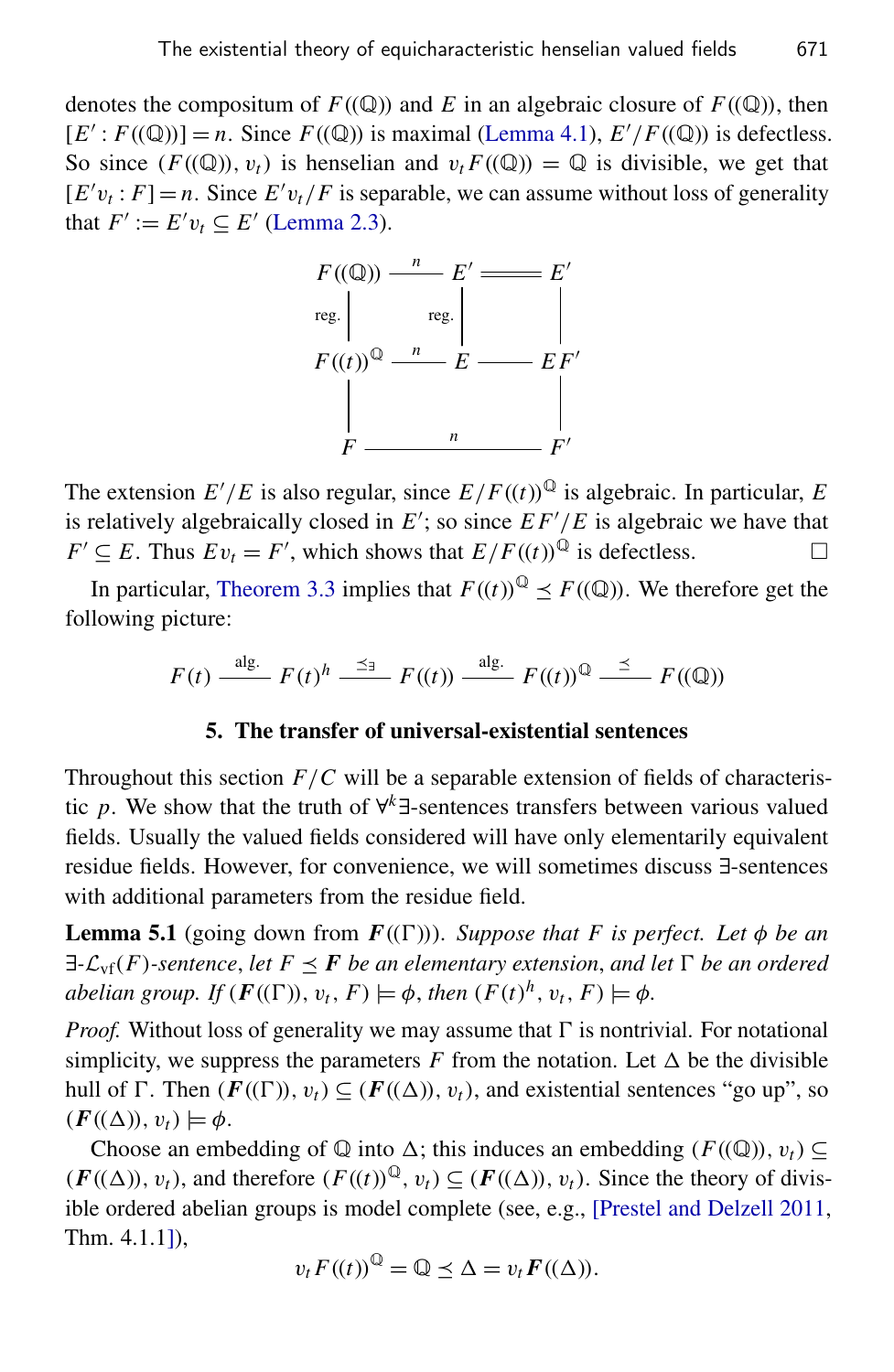denotes the compositum of $F((\mathbb{Q}))$ and $E$ in an algebraic closure of $F((\mathbb{Q}))$, then $[E' : F((\mathbb{Q}))] = n$. Since $F((\mathbb{Q}))$ is maximal (Lemma 4.1), $E'/F((\mathbb{Q}))$ is defectless. So since $(F((\mathbb{Q})), v_t)$ is henselian and $v_t F((\mathbb{Q})) = \mathbb{Q}$ is divisible, we get that $[E'v_t : F] = n$. Since $E'v_t/F$ is separable, we can assume without loss of generality that $F' := E'v_t \subseteq E'$ (Lemma 2.3).

$$
\begin{array}{ccccc}
F((\mathbb{Q})) & \overset{n}{\text{———}} & E' & = = = & E' \\
\text{reg.}\Big| & & \text{reg.}\Big| & & \Big| \\
F((t))^{\mathbb{Q}} & \overset{n}{\text{———}} & E & \text{———} & EF' \\
\Big| & & & & \Big| \\
F & & \overset{n}{\text{——————————}} & & F'
\end{array}
$$

The extension $E'/E$ is also regular, since $E/F((t))^{\mathbb{Q}}$ is algebraic. In particular, $E$ is relatively algebraically closed in $E'$; so since $EF'/E$ is algebraic we have that $F' \subseteq E$. Thus $Ev_t = F'$, which shows that $E/F((t))^{\mathbb{Q}}$ is defectless. $\square$

In particular, Theorem 3.3 implies that $F((t))^{\mathbb{Q}} \preceq F((\mathbb{Q}))$. We therefore get the following picture:

$$
F(t) \overset{\text{alg.}}{\text{———}} F(t)^h \overset{\preceq_\exists}{\text{———}} F((t)) \overset{\text{alg.}}{\text{———}} F((t))^{\mathbb{Q}} \overset{\preceq}{\text{———}} F((\mathbb{Q}))
$$

## 5. The transfer of universal-existential sentences

Throughout this section $F/C$ will be a separable extension of fields of characteristic $p$. We show that the truth of $\forall^k\exists$-sentences transfers between various valued fields. Usually the valued fields considered will have only elementarily equivalent residue fields. However, for convenience, we will sometimes discuss $\exists$-sentences with additional parameters from the residue field.

**Lemma 5.1** (going down from $\boldsymbol{F}((\Gamma))$). *Suppose that $F$ is perfect. Let $\phi$ be an $\exists$-$\mathcal{L}_{\mathrm{vf}}(F)$-sentence, let $F \preceq \boldsymbol{F}$ be an elementary extension, and let $\Gamma$ be an ordered abelian group. If $(\boldsymbol{F}((\Gamma)), v_t, F) \models \phi$, then $(F(t)^h, v_t, F) \models \phi$.*

*Proof.* Without loss of generality we may assume that $\Gamma$ is nontrivial. For notational simplicity, we suppress the parameters $F$ from the notation. Let $\Delta$ be the divisible hull of $\Gamma$. Then $(\boldsymbol{F}((\Gamma)), v_t) \subseteq (\boldsymbol{F}((\Delta)), v_t)$, and existential sentences "go up", so $(\boldsymbol{F}((\Delta)), v_t) \models \phi$.

Choose an embedding of $\mathbb{Q}$ into $\Delta$; this induces an embedding $(F((\mathbb{Q})), v_t) \subseteq (\boldsymbol{F}((\Delta)), v_t)$, and therefore $(F((t))^{\mathbb{Q}}, v_t) \subseteq (\boldsymbol{F}((\Delta)), v_t)$. Since the theory of divisible ordered abelian groups is model complete (see, e.g., [Prestel and Delzell 2011, Thm. 4.1.1]),

$$v_t F((t))^{\mathbb{Q}} = \mathbb{Q} \preceq \Delta = v_t \boldsymbol{F}((\Delta)).$$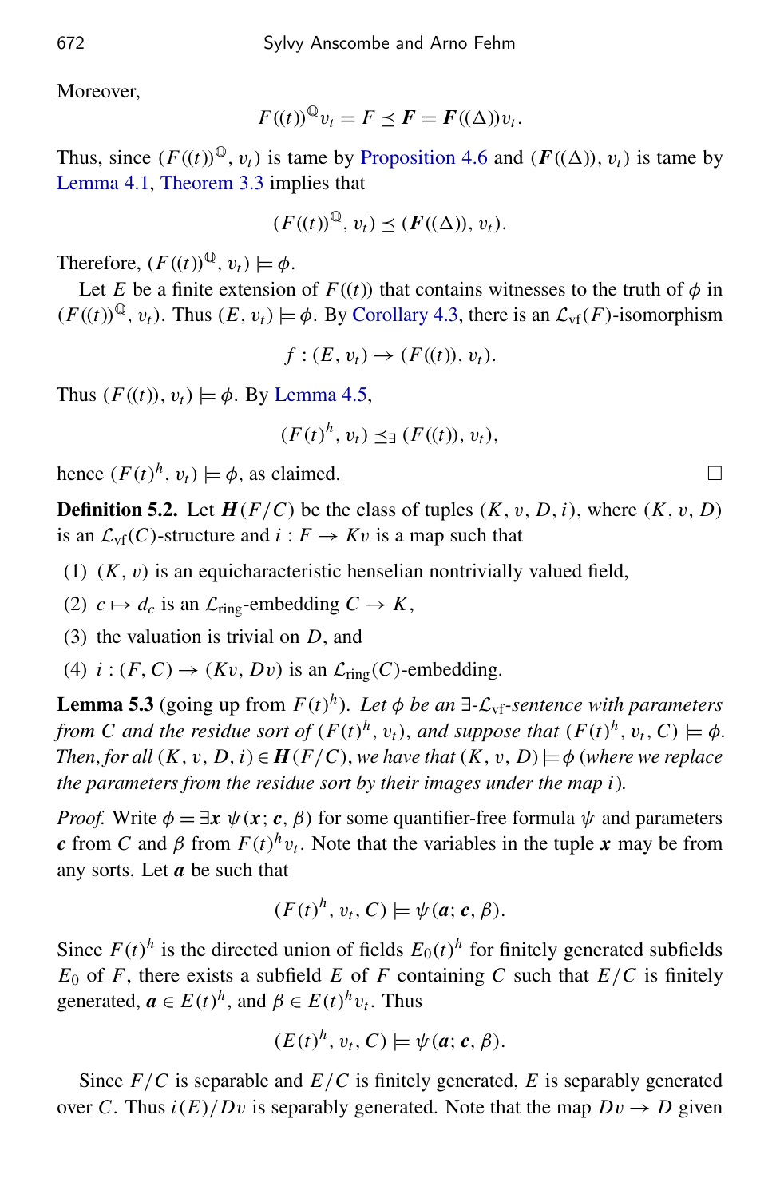Moreover,

$$F((t))^{\mathbb{Q}} v_t = F \preceq \boldsymbol{F} = \boldsymbol{F}((\Delta)) v_t.$$

Thus, since $(F((t))^{\mathbb{Q}}, v_t)$ is tame by Proposition 4.6 and $(\boldsymbol{F}((\Delta)), v_t)$ is tame by Lemma 4.1, Theorem 3.3 implies that

$$(F((t))^{\mathbb{Q}}, v_t) \preceq (\boldsymbol{F}((\Delta)), v_t).$$

Therefore, $(F((t))^{\mathbb{Q}}, v_t) \models \phi$.

Let $E$ be a finite extension of $F((t))$ that contains witnesses to the truth of $\phi$ in $(F((t))^{\mathbb{Q}}, v_t)$. Thus $(E, v_t) \models \phi$. By Corollary 4.3, there is an $\mathcal{L}_{\mathrm{vf}}(F)$-isomorphism

$$f : (E, v_t) \to (F((t)), v_t).$$

Thus $(F((t)), v_t) \models \phi$. By Lemma 4.5,

$$(F(t)^h, v_t) \preceq_\exists (F((t)), v_t),$$

hence $(F(t)^h, v_t) \models \phi$, as claimed. □

**Definition 5.2.** Let $\boldsymbol{H}(F/C)$ be the class of tuples $(K, v, D, i)$, where $(K, v, D)$ is an $\mathcal{L}_{\mathrm{vf}}(C)$-structure and $i : F \to Kv$ is a map such that

1. $(K, v)$ is an equicharacteristic henselian nontrivially valued field,
2. $c \mapsto d_c$ is an $\mathcal{L}_{\mathrm{ring}}$-embedding $C \to K$,
3. the valuation is trivial on $D$, and
4. $i : (F, C) \to (Kv, Dv)$ is an $\mathcal{L}_{\mathrm{ring}}(C)$-embedding.

**Lemma 5.3** (going up from $F(t)^h$). *Let $\phi$ be an $\exists$-$\mathcal{L}_{\mathrm{vf}}$-sentence with parameters from $C$ and the residue sort of $(F(t)^h, v_t)$, and suppose that $(F(t)^h, v_t, C) \models \phi$. Then, for all $(K, v, D, i) \in \boldsymbol{H}(F/C)$, we have that $(K, v, D) \models \phi$ (where we replace the parameters from the residue sort by their images under the map $i$).*

*Proof.* Write $\phi = \exists \boldsymbol{x}\ \psi(\boldsymbol{x}; \boldsymbol{c}, \beta)$ for some quantifier-free formula $\psi$ and parameters $\boldsymbol{c}$ from $C$ and $\beta$ from $F(t)^h v_t$. Note that the variables in the tuple $\boldsymbol{x}$ may be from any sorts. Let $\boldsymbol{a}$ be such that

$$(F(t)^h, v_t, C) \models \psi(\boldsymbol{a}; \boldsymbol{c}, \beta).$$

Since $F(t)^h$ is the directed union of fields $E_0(t)^h$ for finitely generated subfields $E_0$ of $F$, there exists a subfield $E$ of $F$ containing $C$ such that $E/C$ is finitely generated, $\boldsymbol{a} \in E(t)^h$, and $\beta \in E(t)^h v_t$. Thus

$$(E(t)^h, v_t, C) \models \psi(\boldsymbol{a}; \boldsymbol{c}, \beta).$$

Since $F/C$ is separable and $E/C$ is finitely generated, $E$ is separably generated over $C$. Thus $i(E)/Dv$ is separably generated. Note that the map $Dv \to D$ given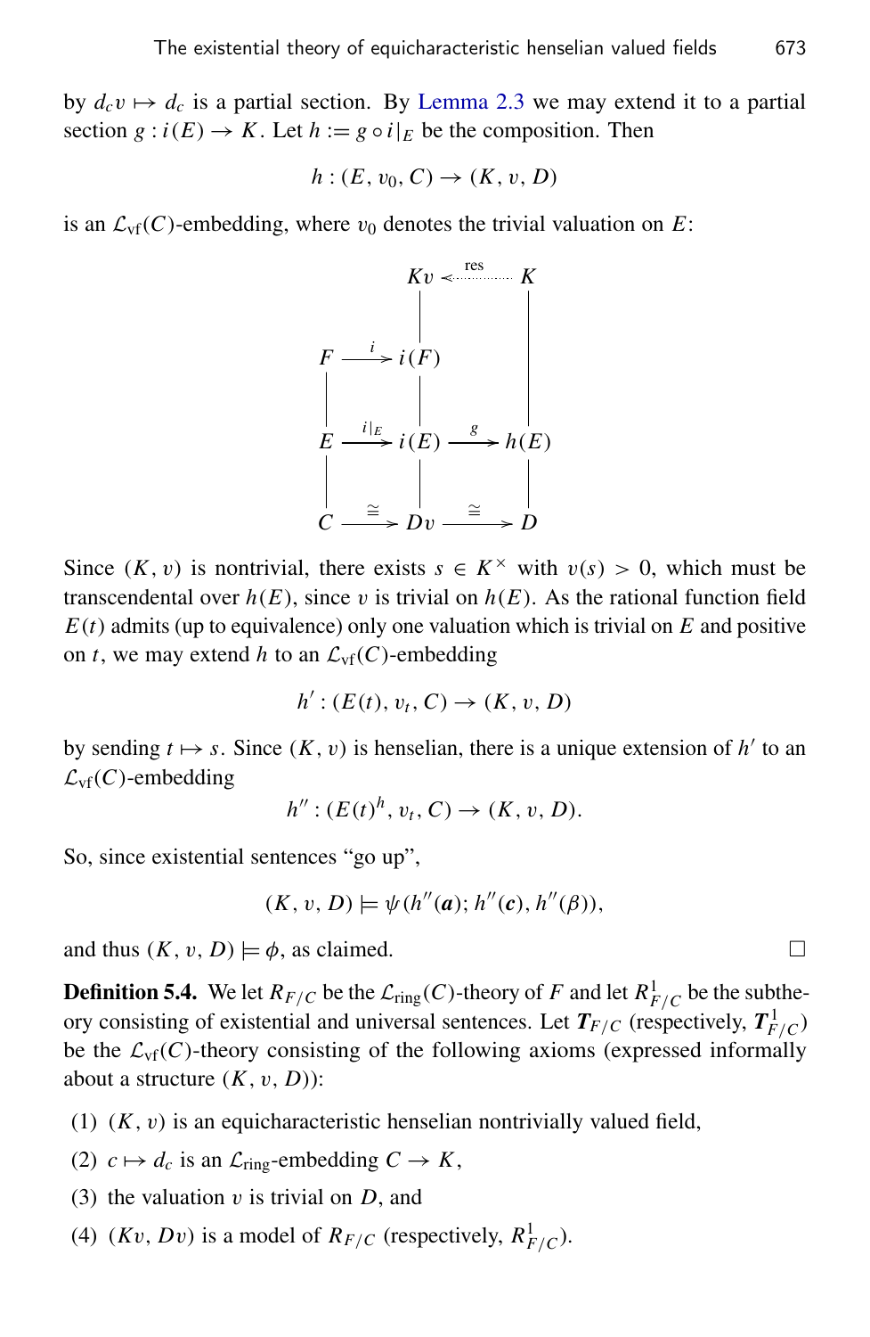by $d_c v \mapsto d_c$ is a partial section. By Lemma 2.3 we may extend it to a partial section $g : i(E) \to K$. Let $h := g \circ i|_E$ be the composition. Then

$$h : (E, v_0, C) \to (K, v, D)$$

is an $\mathcal{L}_{\mathrm{vf}}(C)$-embedding, where $v_0$ denotes the trivial valuation on $E$:

$$\begin{array}{ccccc}
 & & Kv & \overset{\mathrm{res}}{\longleftarrow} & K \\
 & & | & & | \\
F & \xrightarrow{i} & i(F) & & | \\
| & & | & & | \\
E & \xrightarrow{i|_E} & i(E) & \xrightarrow{g} & h(E) \\
| & & | & & | \\
C & \xrightarrow{\cong} & Dv & \xrightarrow{\cong} & D
\end{array}$$

Since $(K, v)$ is nontrivial, there exists $s \in K^\times$ with $v(s) > 0$, which must be transcendental over $h(E)$, since $v$ is trivial on $h(E)$. As the rational function field $E(t)$ admits (up to equivalence) only one valuation which is trivial on $E$ and positive on $t$, we may extend $h$ to an $\mathcal{L}_{\mathrm{vf}}(C)$-embedding

$$h' : (E(t), v_t, C) \to (K, v, D)$$

by sending $t \mapsto s$. Since $(K, v)$ is henselian, there is a unique extension of $h'$ to an $\mathcal{L}_{\mathrm{vf}}(C)$-embedding

$$h'' : (E(t)^h, v_t, C) \to (K, v, D).$$

So, since existential sentences "go up",

$$(K, v, D) \models \psi(h''(\boldsymbol{a}); h''(\boldsymbol{c}), h''(\beta)),$$

and thus $(K, v, D) \models \phi$, as claimed. $\square$

**Definition 5.4.** We let $R_{F/C}$ be the $\mathcal{L}_{\mathrm{ring}}(C)$-theory of $F$ and let $R^1_{F/C}$ be the subtheory consisting of existential and universal sentences. Let $\boldsymbol{T}_{F/C}$ (respectively, $\boldsymbol{T}^1_{F/C}$) be the $\mathcal{L}_{\mathrm{vf}}(C)$-theory consisting of the following axioms (expressed informally about a structure $(K, v, D)$):

1. $(K, v)$ is an equicharacteristic henselian nontrivially valued field,
2. $c \mapsto d_c$ is an $\mathcal{L}_{\mathrm{ring}}$-embedding $C \to K$,
3. the valuation $v$ is trivial on $D$, and
4. $(Kv, Dv)$ is a model of $R_{F/C}$ (respectively, $R^1_{F/C}$).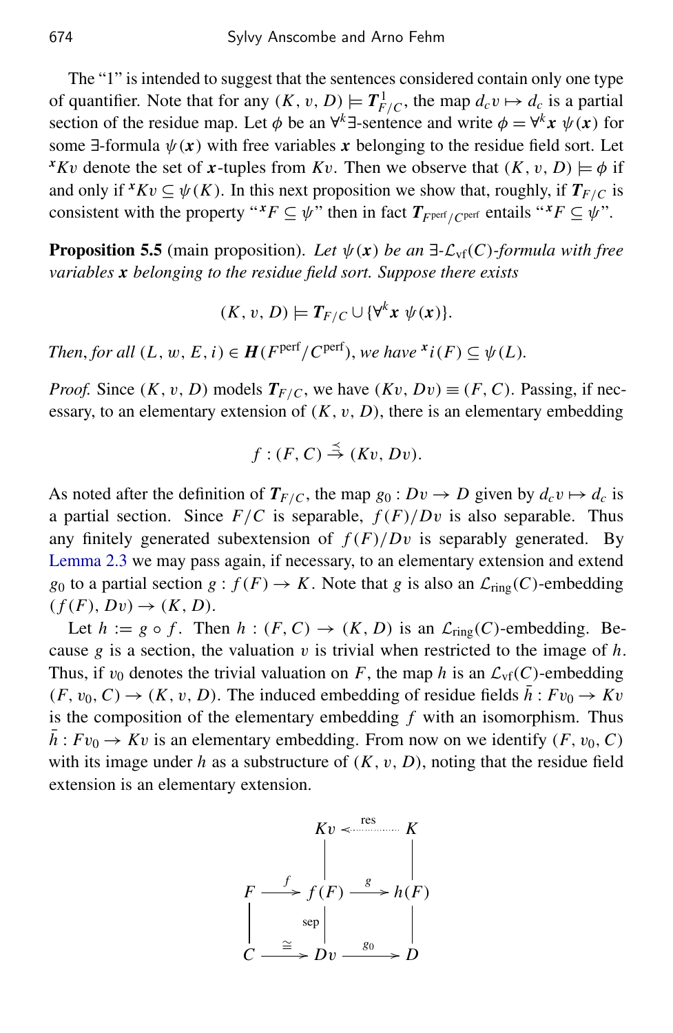The "1" is intended to suggest that the sentences considered contain only one type of quantifier. Note that for any $(K, v, D) \models \boldsymbol{T}^1_{F/C}$, the map $d_c v \mapsto d_c$ is a partial section of the residue map. Let $\phi$ be an $\forall^k\exists$-sentence and write $\phi = \forall^k \boldsymbol{x}\ \psi(\boldsymbol{x})$ for some $\exists$-formula $\psi(\boldsymbol{x})$ with free variables $\boldsymbol{x}$ belonging to the residue field sort. Let ${}^{\boldsymbol{x}}Kv$ denote the set of $\boldsymbol{x}$-tuples from $Kv$. Then we observe that $(K, v, D) \models \phi$ if and only if ${}^{\boldsymbol{x}}Kv \subseteq \psi(K)$. In this next proposition we show that, roughly, if $\boldsymbol{T}_{F/C}$ is consistent with the property "${}^{\boldsymbol{x}}F \subseteq \psi$" then in fact $\boldsymbol{T}_{F^{\mathrm{perf}}/C^{\mathrm{perf}}}$ entails "${}^{\boldsymbol{x}}F \subseteq \psi$".

**Proposition 5.5** (main proposition). *Let $\psi(\boldsymbol{x})$ be an $\exists$-$\mathcal{L}_{\mathrm{vf}}(C)$-formula with free variables $\boldsymbol{x}$ belonging to the residue field sort. Suppose there exists*

$$(K, v, D) \models \boldsymbol{T}_{F/C} \cup \{\forall^k \boldsymbol{x}\ \psi(\boldsymbol{x})\}.$$

*Then, for all $(L, w, E, i) \in \boldsymbol{H}(F^{\mathrm{perf}}/C^{\mathrm{perf}})$, we have ${}^{\boldsymbol{x}}i(F) \subseteq \psi(L)$.*

*Proof.* Since $(K, v, D)$ models $\boldsymbol{T}_{F/C}$, we have $(Kv, Dv) \equiv (F, C)$. Passing, if necessary, to an elementary extension of $(K, v, D)$, there is an elementary embedding

$$f : (F, C) \overset{\preceq}{\to} (Kv, Dv).$$

As noted after the definition of $\boldsymbol{T}_{F/C}$, the map $g_0 : Dv \to D$ given by $d_c v \mapsto d_c$ is a partial section. Since $F/C$ is separable, $f(F)/Dv$ is also separable. Thus any finitely generated subextension of $f(F)/Dv$ is separably generated. By Lemma 2.3 we may pass again, if necessary, to an elementary extension and extend $g_0$ to a partial section $g : f(F) \to K$. Note that $g$ is also an $\mathcal{L}_{\mathrm{ring}}(C)$-embedding $(f(F), Dv) \to (K, D)$.

Let $h := g \circ f$. Then $h : (F, C) \to (K, D)$ is an $\mathcal{L}_{\mathrm{ring}}(C)$-embedding. Because $g$ is a section, the valuation $v$ is trivial when restricted to the image of $h$. Thus, if $v_0$ denotes the trivial valuation on $F$, the map $h$ is an $\mathcal{L}_{\mathrm{vf}}(C)$-embedding $(F, v_0, C) \to (K, v, D)$. The induced embedding of residue fields $\bar{h} : Fv_0 \to Kv$ is the composition of the elementary embedding $f$ with an isomorphism. Thus $\bar{h} : Fv_0 \to Kv$ is an elementary embedding. From now on we identify $(F, v_0, C)$ with its image under $h$ as a substructure of $(K, v, D)$, noting that the residue field extension is an elementary extension.

$$\begin{array}{ccccc}
 & & Kv & \overset{\mathrm{res}}{\longleftarrow} & K \\
 & & | & & | \\
F & \xrightarrow{f} & f(F) & \xrightarrow{g} & h(F) \\
| & & |\,\scriptstyle{\mathrm{sep}} & & | \\
C & \xrightarrow{\cong} & Dv & \xrightarrow{g_0} & D
\end{array}$$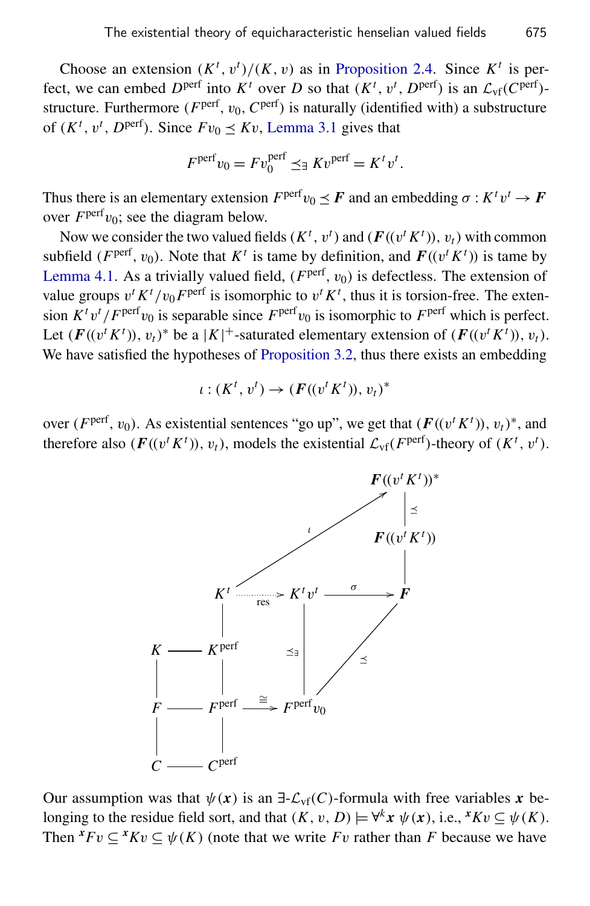Choose an extension $(K^t, v^t)/(K, v)$ as in Proposition 2.4. Since $K^t$ is perfect, we can embed $D^{\mathrm{perf}}$ into $K^t$ over $D$ so that $(K^t, v^t, D^{\mathrm{perf}})$ is an $\mathcal{L}_{\mathrm{vf}}(C^{\mathrm{perf}})$-structure. Furthermore $(F^{\mathrm{perf}}, v_0, C^{\mathrm{perf}})$ is naturally (identified with) a substructure of $(K^t, v^t, D^{\mathrm{perf}})$. Since $Fv_0 \preceq Kv$, Lemma 3.1 gives that

$$F^{\mathrm{perf}}v_0 = Fv_0^{\mathrm{perf}} \preceq_\exists Kv^{\mathrm{perf}} = K^t v^t.$$

Thus there is an elementary extension $F^{\mathrm{perf}}v_0 \preceq \boldsymbol{F}$ and an embedding $\sigma : K^t v^t \to \boldsymbol{F}$ over $F^{\mathrm{perf}}v_0$; see the diagram below.

Now we consider the two valued fields $(K^t, v^t)$ and $(\boldsymbol{F}((v^t K^t)), v_t)$ with common subfield $(F^{\mathrm{perf}}, v_0)$. Note that $K^t$ is tame by definition, and $\boldsymbol{F}((v^t K^t))$ is tame by Lemma 4.1. As a trivially valued field, $(F^{\mathrm{perf}}, v_0)$ is defectless. The extension of value groups $v^t K^t / v_0 F^{\mathrm{perf}}$ is isomorphic to $v^t K^t$, thus it is torsion-free. The extension $K^t v^t / F^{\mathrm{perf}} v_0$ is separable since $F^{\mathrm{perf}} v_0$ is isomorphic to $F^{\mathrm{perf}}$ which is perfect. Let $(\boldsymbol{F}((v^t K^t)), v_t)^*$ be a $|K|^+$-saturated elementary extension of $(\boldsymbol{F}((v^t K^t)), v_t)$. We have satisfied the hypotheses of Proposition 3.2, thus there exists an embedding

$$\iota : (K^t, v^t) \to (\boldsymbol{F}((v^t K^t)), v_t)^*$$

over $(F^{\mathrm{perf}}, v_0)$. As existential sentences "go up", we get that $(\boldsymbol{F}((v^t K^t)), v_t)^*$, and therefore also $(\boldsymbol{F}((v^t K^t)), v_t)$, models the existential $\mathcal{L}_{\mathrm{vf}}(F^{\mathrm{perf}})$-theory of $(K^t, v^t)$.

$$
\begin{array}{ccccccc}
 & & & & & & \boldsymbol{F}((v^t K^t))^* \\
 & & & & & & | \preceq \\
 & & & & & & \boldsymbol{F}((v^t K^t)) \\
 & & & & & & | \\
 & & K^t & \overset{\mathrm{res}}{\dashrightarrow} & K^t v^t & \xrightarrow{\sigma} & \boldsymbol{F} \\
 & & | & & | \preceq_\exists & & \\
K & — & K^{\mathrm{perf}} & & & & \\
| & & | & & & & \\
F & — & F^{\mathrm{perf}} & \xrightarrow{\cong} & F^{\mathrm{perf}} v_0 & & \\
| & & | & & & & \\
C & — & C^{\mathrm{perf}} & & & &
\end{array}
$$

(with $\iota : K^t \to \boldsymbol{F}((v^t K^t))^*$ and $F^{\mathrm{perf}} v_0 \preceq \boldsymbol{F}$)

Our assumption was that $\psi(\boldsymbol{x})$ is an $\exists$-$\mathcal{L}_{\mathrm{vf}}(C)$-formula with free variables $\boldsymbol{x}$ belonging to the residue field sort, and that $(K, v, D) \models \forall^k \boldsymbol{x}\, \psi(\boldsymbol{x})$, i.e., ${}^{\boldsymbol{x}}Kv \subseteq \psi(K)$. Then ${}^{\boldsymbol{x}}Fv \subseteq {}^{\boldsymbol{x}}Kv \subseteq \psi(K)$ (note that we write $Fv$ rather than $F$ because we have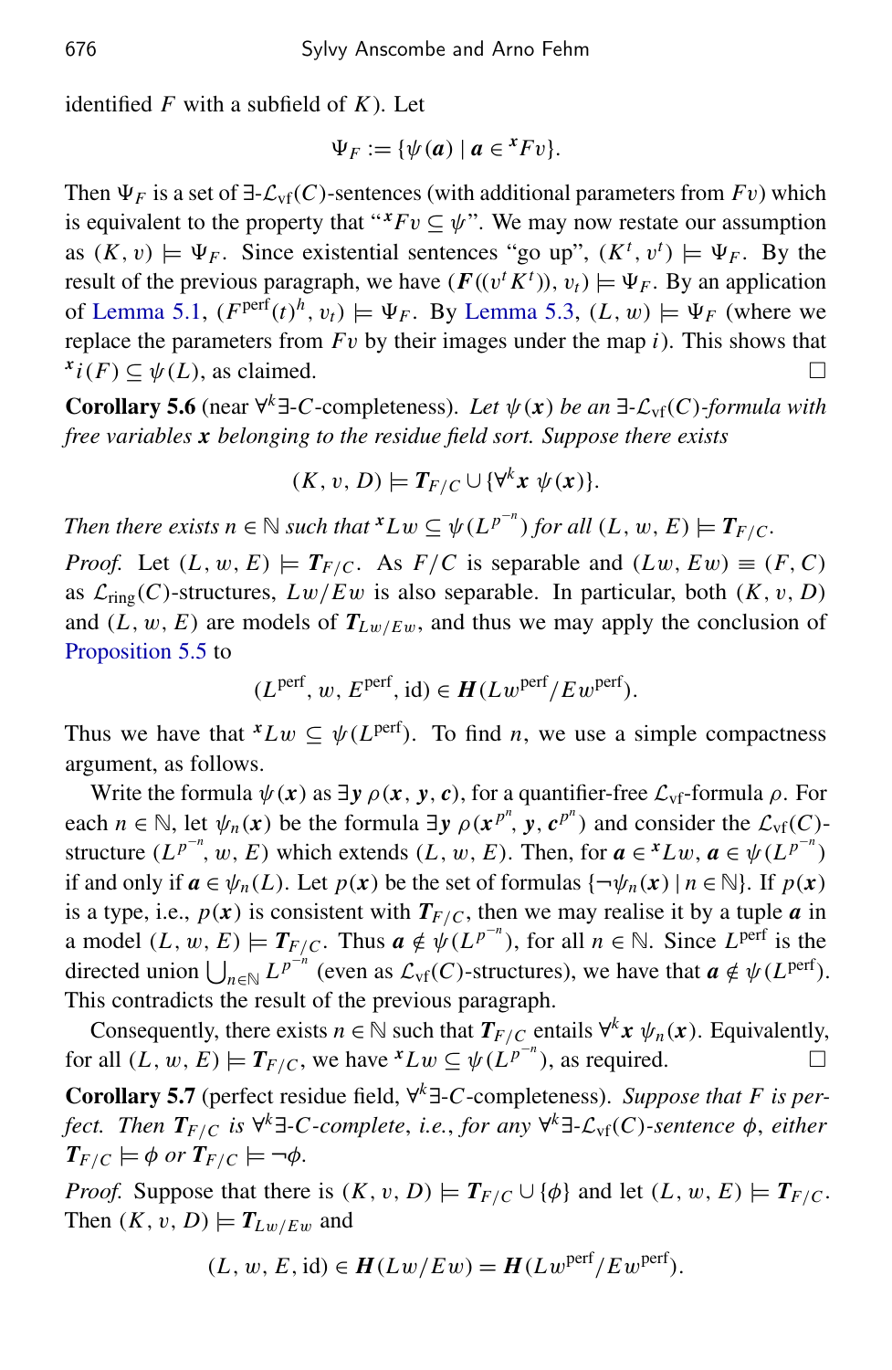identified $F$ with a subfield of $K$). Let

$$\Psi_F := \{\psi(\boldsymbol{a}) \mid \boldsymbol{a} \in {}^{x}Fv\}.$$

Then $\Psi_F$ is a set of $\exists$-$\mathcal{L}_{\mathrm{vf}}(C)$-sentences (with additional parameters from $Fv$) which is equivalent to the property that "${}^{x}Fv \subseteq \psi$". We may now restate our assumption as $(K, v) \models \Psi_F$. Since existential sentences "go up", $(K^t, v^t) \models \Psi_F$. By the result of the previous paragraph, we have $(\boldsymbol{F}((v^t K^t)), v_t) \models \Psi_F$. By an application of Lemma 5.1, $(F^{\mathrm{perf}}(t)^h, v_t) \models \Psi_F$. By Lemma 5.3, $(L, w) \models \Psi_F$ (where we replace the parameters from $Fv$ by their images under the map $i$). This shows that ${}^{x}i(F) \subseteq \psi(L)$, as claimed. □

**Corollary 5.6** (near $\forall^k\exists$-$C$-completeness). *Let $\psi(\boldsymbol{x})$ be an $\exists$-$\mathcal{L}_{\mathrm{vf}}(C)$-formula with free variables $\boldsymbol{x}$ belonging to the residue field sort. Suppose there exists*

$$(K, v, D) \models \boldsymbol{T}_{F/C} \cup \{\forall^k \boldsymbol{x}\ \psi(\boldsymbol{x})\}.$$

*Then there exists $n \in \mathbb{N}$ such that ${}^{x}Lw \subseteq \psi(L^{p^{-n}})$ for all $(L, w, E) \models \boldsymbol{T}_{F/C}$.*

*Proof.* Let $(L, w, E) \models \boldsymbol{T}_{F/C}$. As $F/C$ is separable and $(Lw, Ew) \equiv (F, C)$ as $\mathcal{L}_{\mathrm{ring}}(C)$-structures, $Lw/Ew$ is also separable. In particular, both $(K, v, D)$ and $(L, w, E)$ are models of $\boldsymbol{T}_{Lw/Ew}$, and thus we may apply the conclusion of Proposition 5.5 to

$$(L^{\mathrm{perf}}, w, E^{\mathrm{perf}}, \mathrm{id}) \in \boldsymbol{H}(Lw^{\mathrm{perf}}/Ew^{\mathrm{perf}}).$$

Thus we have that ${}^{x}Lw \subseteq \psi(L^{\mathrm{perf}})$. To find $n$, we use a simple compactness argument, as follows.

Write the formula $\psi(\boldsymbol{x})$ as $\exists \boldsymbol{y}\ \rho(\boldsymbol{x}, \boldsymbol{y}, \boldsymbol{c})$, for a quantifier-free $\mathcal{L}_{\mathrm{vf}}$-formula $\rho$. For each $n \in \mathbb{N}$, let $\psi_n(\boldsymbol{x})$ be the formula $\exists \boldsymbol{y}\ \rho(\boldsymbol{x}^{p^n}, \boldsymbol{y}, \boldsymbol{c}^{p^n})$ and consider the $\mathcal{L}_{\mathrm{vf}}(C)$-structure $(L^{p^{-n}}, w, E)$ which extends $(L, w, E)$. Then, for $\boldsymbol{a} \in {}^{x}Lw$, $\boldsymbol{a} \in \psi(L^{p^{-n}})$ if and only if $\boldsymbol{a} \in \psi_n(L)$. Let $p(\boldsymbol{x})$ be the set of formulas $\{\neg\psi_n(\boldsymbol{x}) \mid n \in \mathbb{N}\}$. If $p(\boldsymbol{x})$ is a type, i.e., $p(\boldsymbol{x})$ is consistent with $\boldsymbol{T}_{F/C}$, then we may realise it by a tuple $\boldsymbol{a}$ in a model $(L, w, E) \models \boldsymbol{T}_{F/C}$. Thus $\boldsymbol{a} \notin \psi(L^{p^{-n}})$, for all $n \in \mathbb{N}$. Since $L^{\mathrm{perf}}$ is the directed union $\bigcup_{n\in\mathbb{N}} L^{p^{-n}}$ (even as $\mathcal{L}_{\mathrm{vf}}(C)$-structures), we have that $\boldsymbol{a} \notin \psi(L^{\mathrm{perf}})$. This contradicts the result of the previous paragraph.

Consequently, there exists $n \in \mathbb{N}$ such that $\boldsymbol{T}_{F/C}$ entails $\forall^k \boldsymbol{x}\ \psi_n(\boldsymbol{x})$. Equivalently, for all $(L, w, E) \models \boldsymbol{T}_{F/C}$, we have ${}^{x}Lw \subseteq \psi(L^{p^{-n}})$, as required. □

**Corollary 5.7** (perfect residue field, $\forall^k\exists$-$C$-completeness). *Suppose that $F$ is perfect. Then $\boldsymbol{T}_{F/C}$ is $\forall^k\exists$-$C$-complete, i.e., for any $\forall^k\exists$-$\mathcal{L}_{\mathrm{vf}}(C)$-sentence $\phi$, either $\boldsymbol{T}_{F/C} \models \phi$ or $\boldsymbol{T}_{F/C} \models \neg\phi$.*

*Proof.* Suppose that there is $(K, v, D) \models \boldsymbol{T}_{F/C} \cup \{\phi\}$ and let $(L, w, E) \models \boldsymbol{T}_{F/C}$. Then $(K, v, D) \models \boldsymbol{T}_{Lw/Ew}$ and

$$(L, w, E, \mathrm{id}) \in \boldsymbol{H}(Lw/Ew) = \boldsymbol{H}(Lw^{\mathrm{perf}}/Ew^{\mathrm{perf}}).$$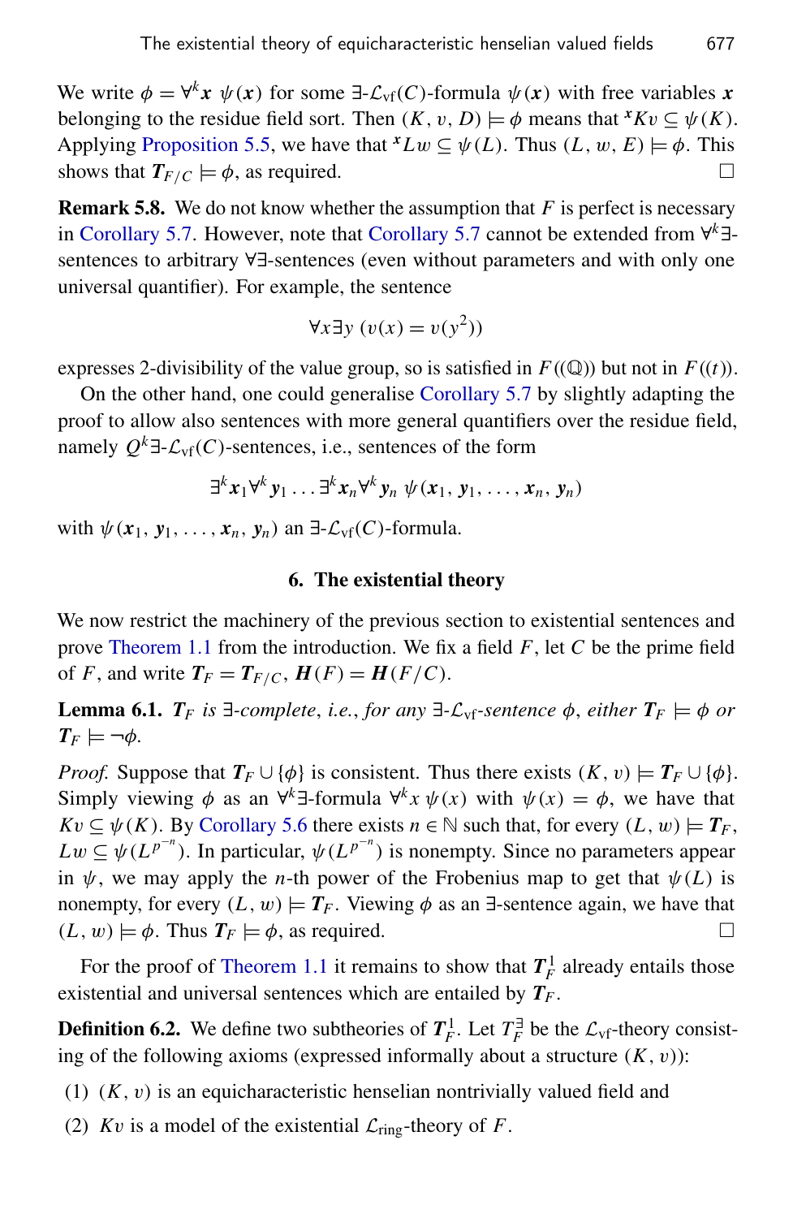We write $\phi = \forall^k \boldsymbol{x}\ \psi(\boldsymbol{x})$ for some $\exists$-$\mathcal{L}_{\mathrm{vf}}(C)$-formula $\psi(\boldsymbol{x})$ with free variables $\boldsymbol{x}$ belonging to the residue field sort. Then $(K, v, D) \models \phi$ means that ${}^{\boldsymbol{x}}Kv \subseteq \psi(K)$. Applying Proposition 5.5, we have that ${}^{\boldsymbol{x}}Lw \subseteq \psi(L)$. Thus $(L, w, E) \models \phi$. This shows that $\boldsymbol{T}_{F/C} \models \phi$, as required. □

**Remark 5.8.** We do not know whether the assumption that $F$ is perfect is necessary in Corollary 5.7. However, note that Corollary 5.7 cannot be extended from $\forall^k\exists$-sentences to arbitrary $\forall\exists$-sentences (even without parameters and with only one universal quantifier). For example, the sentence

$$\forall x \exists y\ (v(x) = v(y^2))$$

expresses 2-divisibility of the value group, so is satisfied in $F((\mathbb{Q}))$ but not in $F((t))$.

On the other hand, one could generalise Corollary 5.7 by slightly adapting the proof to allow also sentences with more general quantifiers over the residue field, namely $Q^k\exists$-$\mathcal{L}_{\mathrm{vf}}(C)$-sentences, i.e., sentences of the form

$$\exists^k \boldsymbol{x}_1 \forall^k \boldsymbol{y}_1 \ldots \exists^k \boldsymbol{x}_n \forall^k \boldsymbol{y}_n\ \psi(\boldsymbol{x}_1, \boldsymbol{y}_1, \ldots, \boldsymbol{x}_n, \boldsymbol{y}_n)$$

with $\psi(\boldsymbol{x}_1, \boldsymbol{y}_1, \ldots, \boldsymbol{x}_n, \boldsymbol{y}_n)$ an $\exists$-$\mathcal{L}_{\mathrm{vf}}(C)$-formula.

## 6. The existential theory

We now restrict the machinery of the previous section to existential sentences and prove Theorem 1.1 from the introduction. We fix a field $F$, let $C$ be the prime field of $F$, and write $\boldsymbol{T}_F = \boldsymbol{T}_{F/C}$, $\boldsymbol{H}(F) = \boldsymbol{H}(F/C)$.

**Lemma 6.1.** *$\boldsymbol{T}_F$ is $\exists$-complete, i.e., for any $\exists$-$\mathcal{L}_{\mathrm{vf}}$-sentence $\phi$, either $\boldsymbol{T}_F \models \phi$ or $\boldsymbol{T}_F \models \neg\phi$.*

*Proof.* Suppose that $\boldsymbol{T}_F \cup \{\phi\}$ is consistent. Thus there exists $(K, v) \models \boldsymbol{T}_F \cup \{\phi\}$. Simply viewing $\phi$ as an $\forall^k\exists$-formula $\forall^k x\ \psi(x)$ with $\psi(x) = \phi$, we have that $Kv \subseteq \psi(K)$. By Corollary 5.6 there exists $n \in \mathbb{N}$ such that, for every $(L, w) \models \boldsymbol{T}_F$, $Lw \subseteq \psi(L^{p^{-n}})$. In particular, $\psi(L^{p^{-n}})$ is nonempty. Since no parameters appear in $\psi$, we may apply the $n$-th power of the Frobenius map to get that $\psi(L)$ is nonempty, for every $(L, w) \models \boldsymbol{T}_F$. Viewing $\phi$ as an $\exists$-sentence again, we have that $(L, w) \models \phi$. Thus $\boldsymbol{T}_F \models \phi$, as required. □

For the proof of Theorem 1.1 it remains to show that $\boldsymbol{T}^1_F$ already entails those existential and universal sentences which are entailed by $\boldsymbol{T}_F$.

**Definition 6.2.** We define two subtheories of $\boldsymbol{T}^1_F$. Let $T^{\exists}_F$ be the $\mathcal{L}_{\mathrm{vf}}$-theory consisting of the following axioms (expressed informally about a structure $(K, v)$):

(1) $(K, v)$ is an equicharacteristic henselian nontrivially valued field and

(2) $Kv$ is a model of the existential $\mathcal{L}_{\mathrm{ring}}$-theory of $F$.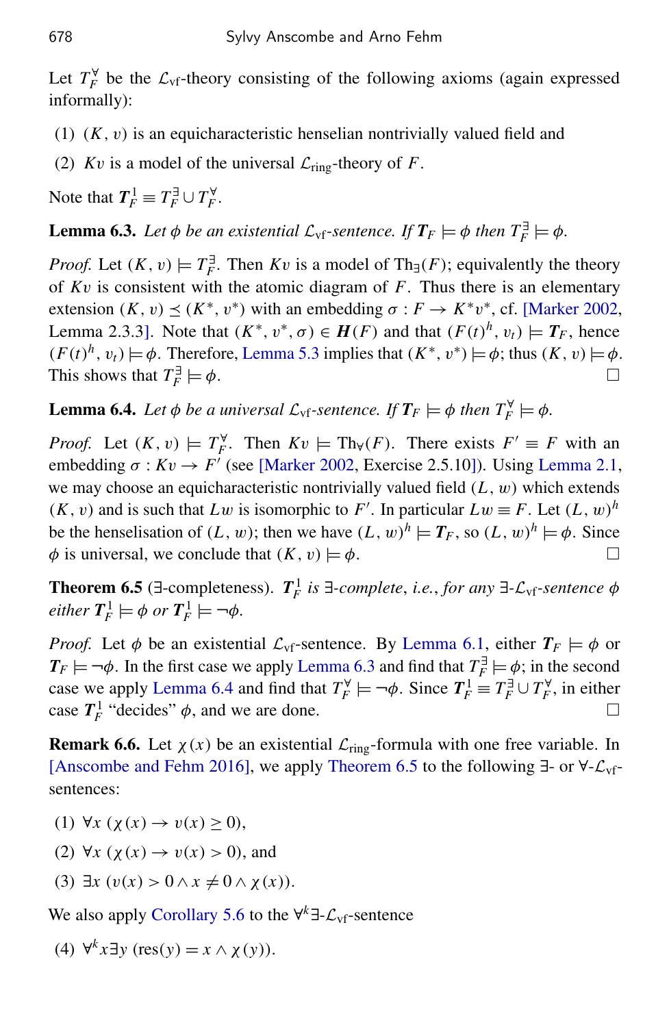Let $T_F^{\forall}$ be the $\mathcal{L}_{\mathrm{vf}}$-theory consisting of the following axioms (again expressed informally):

(1) $(K, v)$ is an equicharacteristic henselian nontrivially valued field and

(2) $Kv$ is a model of the universal $\mathcal{L}_{\mathrm{ring}}$-theory of $F$.

Note that $\boldsymbol{T}_F^1 \equiv T_F^{\exists} \cup T_F^{\forall}$.

**Lemma 6.3.** *Let $\phi$ be an existential $\mathcal{L}_{\mathrm{vf}}$-sentence. If $\boldsymbol{T}_F \models \phi$ then $T_F^{\exists} \models \phi$.*

*Proof.* Let $(K, v) \models T_F^{\exists}$. Then $Kv$ is a model of $\mathrm{Th}_{\exists}(F)$; equivalently the theory of $Kv$ is consistent with the atomic diagram of $F$. Thus there is an elementary extension $(K, v) \preceq (K^*, v^*)$ with an embedding $\sigma : F \to K^*v^*$, cf. [Marker 2002, Lemma 2.3.3]. Note that $(K^*, v^*, \sigma) \in \boldsymbol{H}(F)$ and that $(F(t)^h, v_t) \models \boldsymbol{T}_F$, hence $(F(t)^h, v_t) \models \phi$. Therefore, Lemma 5.3 implies that $(K^*, v^*) \models \phi$; thus $(K, v) \models \phi$. This shows that $T_F^{\exists} \models \phi$. □

**Lemma 6.4.** *Let $\phi$ be a universal $\mathcal{L}_{\mathrm{vf}}$-sentence. If $\boldsymbol{T}_F \models \phi$ then $T_F^{\forall} \models \phi$.*

*Proof.* Let $(K, v) \models T_F^{\forall}$. Then $Kv \models \mathrm{Th}_{\forall}(F)$. There exists $F' \equiv F$ with an embedding $\sigma : Kv \to F'$ (see [Marker 2002, Exercise 2.5.10]). Using Lemma 2.1, we may choose an equicharacteristic nontrivially valued field $(L, w)$ which extends $(K, v)$ and is such that $Lw$ is isomorphic to $F'$. In particular $Lw \equiv F$. Let $(L, w)^h$ be the henselisation of $(L, w)$; then we have $(L, w)^h \models \boldsymbol{T}_F$, so $(L, w)^h \models \phi$. Since $\phi$ is universal, we conclude that $(K, v) \models \phi$. □

**Theorem 6.5** ($\exists$-completeness). *$\boldsymbol{T}_F^1$ is $\exists$-complete, i.e., for any $\exists$-$\mathcal{L}_{\mathrm{vf}}$-sentence $\phi$ either $\boldsymbol{T}_F^1 \models \phi$ or $\boldsymbol{T}_F^1 \models \neg\phi$.*

*Proof.* Let $\phi$ be an existential $\mathcal{L}_{\mathrm{vf}}$-sentence. By Lemma 6.1, either $\boldsymbol{T}_F \models \phi$ or $\boldsymbol{T}_F \models \neg\phi$. In the first case we apply Lemma 6.3 and find that $T_F^{\exists} \models \phi$; in the second case we apply Lemma 6.4 and find that $T_F^{\forall} \models \neg\phi$. Since $\boldsymbol{T}_F^1 \equiv T_F^{\exists} \cup T_F^{\forall}$, in either case $\boldsymbol{T}_F^1$ "decides" $\phi$, and we are done. □

**Remark 6.6.** Let $\chi(x)$ be an existential $\mathcal{L}_{\mathrm{ring}}$-formula with one free variable. In [Anscombe and Fehm 2016], we apply Theorem 6.5 to the following $\exists$- or $\forall$-$\mathcal{L}_{\mathrm{vf}}$-sentences:

(1) $\forall x\, (\chi(x) \to v(x) \geq 0)$,

(2) $\forall x\, (\chi(x) \to v(x) > 0)$, and

(3) $\exists x\, (v(x) > 0 \wedge x \neq 0 \wedge \chi(x))$.

We also apply Corollary 5.6 to the $\forall^k\exists$-$\mathcal{L}_{\mathrm{vf}}$-sentence

(4) $\forall^k x \exists y\, (\mathrm{res}(y) = x \wedge \chi(y))$.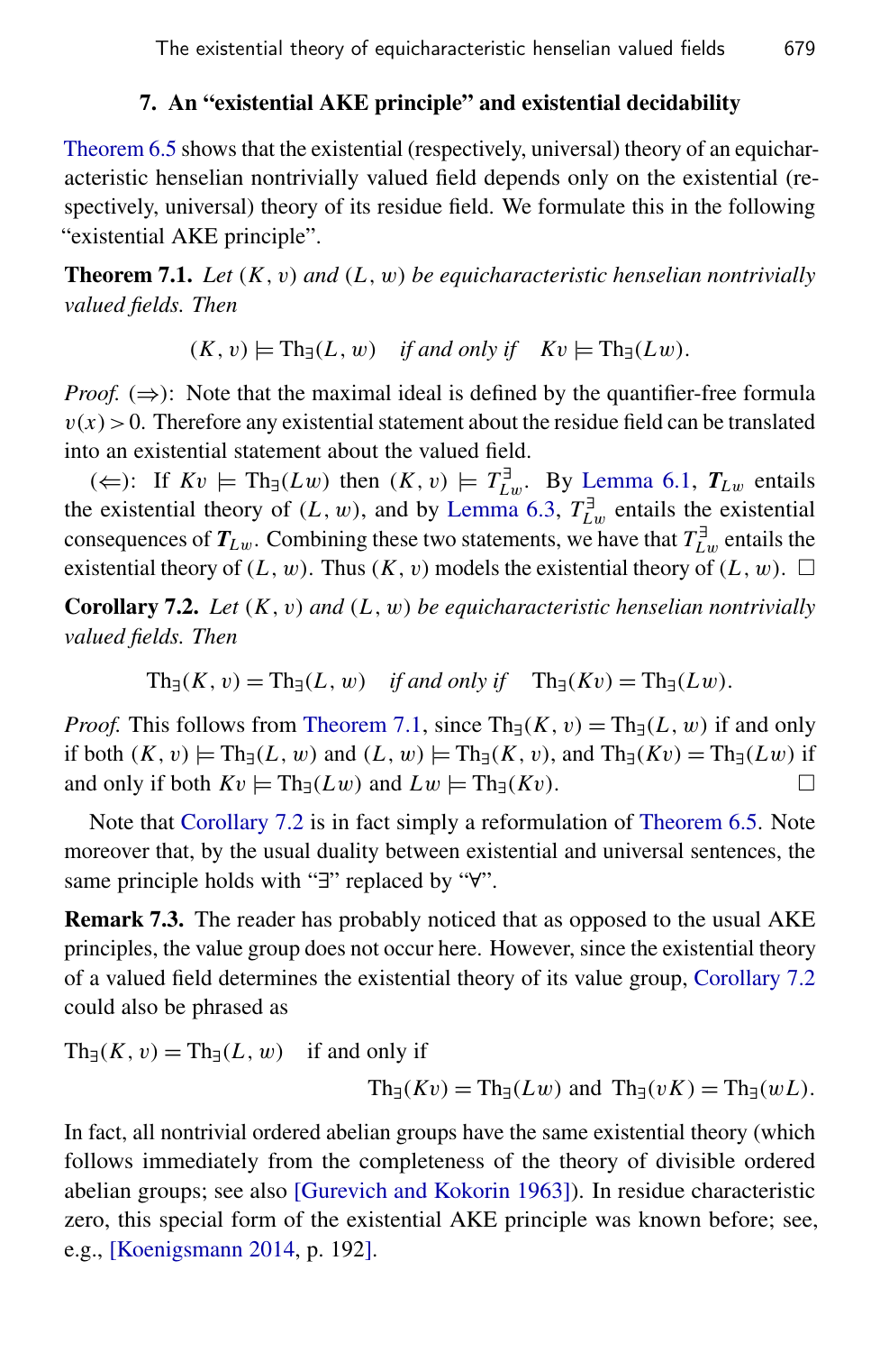## 7. An "existential AKE principle" and existential decidability

Theorem 6.5 shows that the existential (respectively, universal) theory of an equicharacteristic henselian nontrivially valued field depends only on the existential (respectively, universal) theory of its residue field. We formulate this in the following "existential AKE principle".

**Theorem 7.1.** *Let $(K, v)$ and $(L, w)$ be equicharacteristic henselian nontrivially valued fields. Then*

$$(K, v) \models \mathrm{Th}_\exists(L, w) \quad \textit{if and only if} \quad Kv \models \mathrm{Th}_\exists(Lw).$$

*Proof.* ($\Rightarrow$): Note that the maximal ideal is defined by the quantifier-free formula $v(x) > 0$. Therefore any existential statement about the residue field can be translated into an existential statement about the valued field.

($\Leftarrow$): If $Kv \models \mathrm{Th}_\exists(Lw)$ then $(K, v) \models T^\exists_{Lw}$. By Lemma 6.1, $\boldsymbol{T}_{Lw}$ entails the existential theory of $(L, w)$, and by Lemma 6.3, $T^\exists_{Lw}$ entails the existential consequences of $\boldsymbol{T}_{Lw}$. Combining these two statements, we have that $T^\exists_{Lw}$ entails the existential theory of $(L, w)$. Thus $(K, v)$ models the existential theory of $(L, w)$. $\square$

**Corollary 7.2.** *Let $(K, v)$ and $(L, w)$ be equicharacteristic henselian nontrivially valued fields. Then*

$$\mathrm{Th}_\exists(K, v) = \mathrm{Th}_\exists(L, w) \quad \textit{if and only if} \quad \mathrm{Th}_\exists(Kv) = \mathrm{Th}_\exists(Lw).$$

*Proof.* This follows from Theorem 7.1, since $\mathrm{Th}_\exists(K, v) = \mathrm{Th}_\exists(L, w)$ if and only if both $(K, v) \models \mathrm{Th}_\exists(L, w)$ and $(L, w) \models \mathrm{Th}_\exists(K, v)$, and $\mathrm{Th}_\exists(Kv) = \mathrm{Th}_\exists(Lw)$ if and only if both $Kv \models \mathrm{Th}_\exists(Lw)$ and $Lw \models \mathrm{Th}_\exists(Kv)$. $\square$

Note that Corollary 7.2 is in fact simply a reformulation of Theorem 6.5. Note moreover that, by the usual duality between existential and universal sentences, the same principle holds with "$\exists$" replaced by "$\forall$".

**Remark 7.3.** The reader has probably noticed that as opposed to the usual AKE principles, the value group does not occur here. However, since the existential theory of a valued field determines the existential theory of its value group, Corollary 7.2 could also be phrased as

$$\mathrm{Th}_\exists(K, v) = \mathrm{Th}_\exists(L, w) \quad \text{if and only if} \quad \mathrm{Th}_\exists(Kv) = \mathrm{Th}_\exists(Lw) \text{ and } \mathrm{Th}_\exists(vK) = \mathrm{Th}_\exists(wL).$$

In fact, all nontrivial ordered abelian groups have the same existential theory (which follows immediately from the completeness of the theory of divisible ordered abelian groups; see also [Gurevich and Kokorin 1963]). In residue characteristic zero, this special form of the existential AKE principle was known before; see, e.g., [Koenigsmann 2014, p. 192].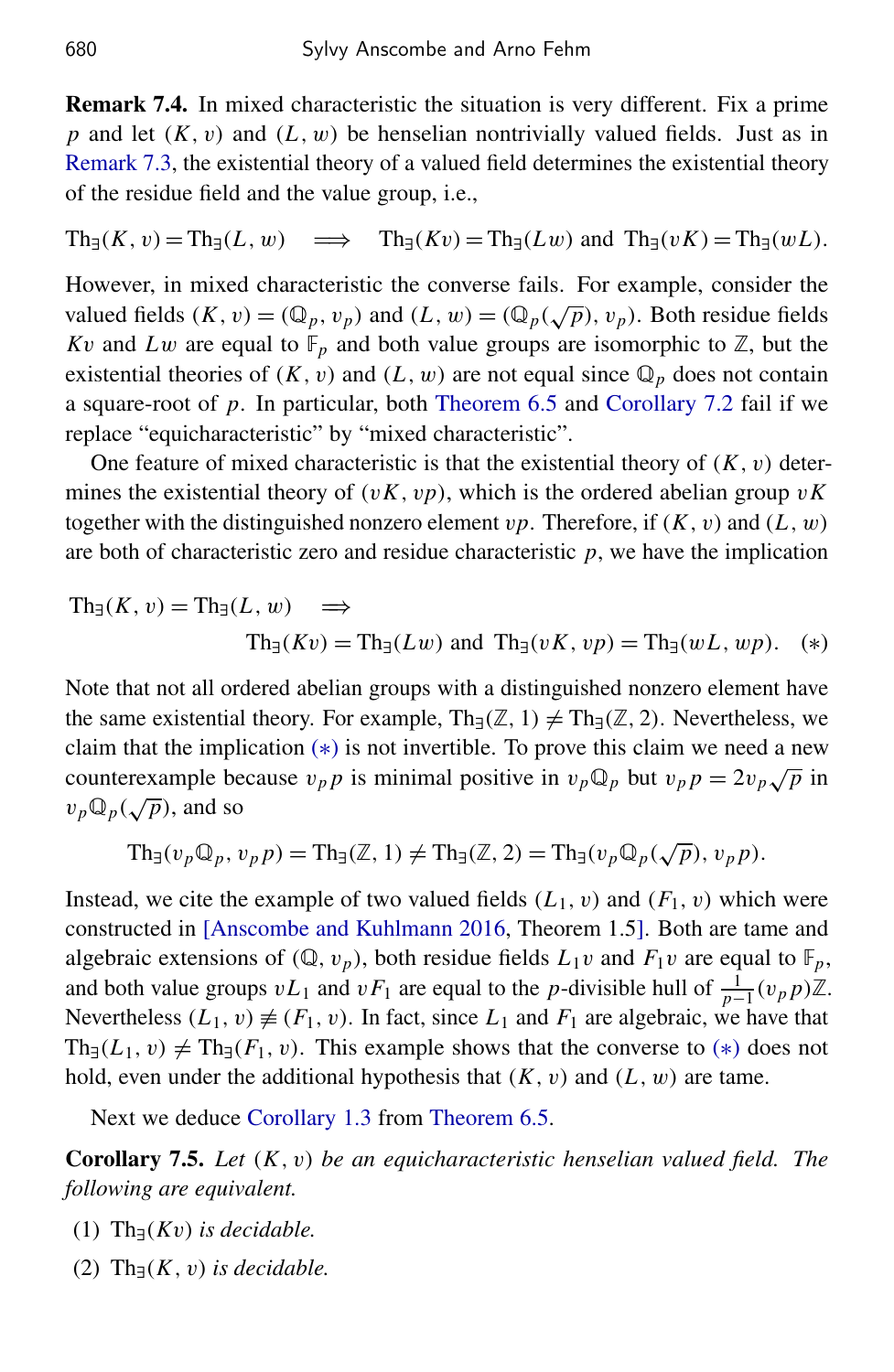**Remark 7.4.** In mixed characteristic the situation is very different. Fix a prime $p$ and let $(K, v)$ and $(L, w)$ be henselian nontrivially valued fields. Just as in Remark 7.3, the existential theory of a valued field determines the existential theory of the residue field and the value group, i.e.,

$$\mathrm{Th}_\exists(K, v) = \mathrm{Th}_\exists(L, w) \implies \mathrm{Th}_\exists(Kv) = \mathrm{Th}_\exists(Lw) \text{ and } \mathrm{Th}_\exists(vK) = \mathrm{Th}_\exists(wL).$$

However, in mixed characteristic the converse fails. For example, consider the valued fields $(K, v) = (\mathbb{Q}_p, v_p)$ and $(L, w) = (\mathbb{Q}_p(\sqrt{p}), v_p)$. Both residue fields $Kv$ and $Lw$ are equal to $\mathbb{F}_p$ and both value groups are isomorphic to $\mathbb{Z}$, but the existential theories of $(K, v)$ and $(L, w)$ are not equal since $\mathbb{Q}_p$ does not contain a square-root of $p$. In particular, both Theorem 6.5 and Corollary 7.2 fail if we replace "equicharacteristic" by "mixed characteristic".

One feature of mixed characteristic is that the existential theory of $(K, v)$ determines the existential theory of $(vK, vp)$, which is the ordered abelian group $vK$ together with the distinguished nonzero element $vp$. Therefore, if $(K, v)$ and $(L, w)$ are both of characteristic zero and residue characteristic $p$, we have the implication

$$\mathrm{Th}_\exists(K, v) = \mathrm{Th}_\exists(L, w) \implies \mathrm{Th}_\exists(Kv) = \mathrm{Th}_\exists(Lw) \text{ and } \mathrm{Th}_\exists(vK, vp) = \mathrm{Th}_\exists(wL, wp). \quad (*)$$

Note that not all ordered abelian groups with a distinguished nonzero element have the same existential theory. For example, $\mathrm{Th}_\exists(\mathbb{Z}, 1) \neq \mathrm{Th}_\exists(\mathbb{Z}, 2)$. Nevertheless, we claim that the implication $(*)$ is not invertible. To prove this claim we need a new counterexample because $v_p p$ is minimal positive in $v_p\mathbb{Q}_p$ but $v_p p = 2v_p\sqrt{p}$ in $v_p\mathbb{Q}_p(\sqrt{p})$, and so

$$\mathrm{Th}_\exists(v_p\mathbb{Q}_p, v_p p) = \mathrm{Th}_\exists(\mathbb{Z}, 1) \neq \mathrm{Th}_\exists(\mathbb{Z}, 2) = \mathrm{Th}_\exists(v_p\mathbb{Q}_p(\sqrt{p}), v_p p).$$

Instead, we cite the example of two valued fields $(L_1, v)$ and $(F_1, v)$ which were constructed in [Anscombe and Kuhlmann 2016, Theorem 1.5]. Both are tame and algebraic extensions of $(\mathbb{Q}, v_p)$, both residue fields $L_1 v$ and $F_1 v$ are equal to $\mathbb{F}_p$, and both value groups $vL_1$ and $vF_1$ are equal to the $p$-divisible hull of $\frac{1}{p-1}(v_p p)\mathbb{Z}$. Nevertheless $(L_1, v) \not\equiv (F_1, v)$. In fact, since $L_1$ and $F_1$ are algebraic, we have that $\mathrm{Th}_\exists(L_1, v) \neq \mathrm{Th}_\exists(F_1, v)$. This example shows that the converse to $(*)$ does not hold, even under the additional hypothesis that $(K, v)$ and $(L, w)$ are tame.

Next we deduce Corollary 1.3 from Theorem 6.5.

**Corollary 7.5.** *Let $(K, v)$ be an equicharacteristic henselian valued field. The following are equivalent.*

(1) $\mathrm{Th}_\exists(Kv)$ *is decidable.*

(2) $\mathrm{Th}_\exists(K, v)$ *is decidable.*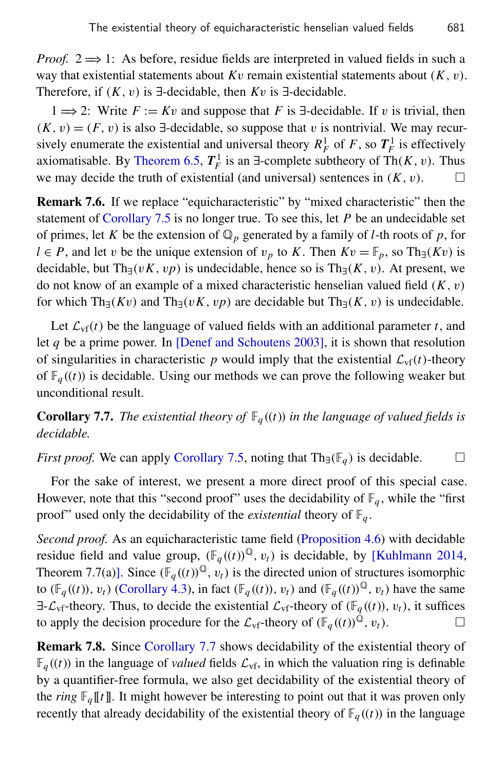*Proof.* $2 \Longrightarrow 1$: As before, residue fields are interpreted in valued fields in such a way that existential statements about $Kv$ remain existential statements about $(K, v)$. Therefore, if $(K, v)$ is $\exists$-decidable, then $Kv$ is $\exists$-decidable.

$1 \Longrightarrow 2$: Write $F := Kv$ and suppose that $F$ is $\exists$-decidable. If $v$ is trivial, then $(K, v) = (F, v)$ is also $\exists$-decidable, so suppose that $v$ is nontrivial. We may recursively enumerate the existential and universal theory $R^1_F$ of $F$, so $\boldsymbol{T}^1_F$ is effectively axiomatisable. By Theorem 6.5, $\boldsymbol{T}^1_F$ is an $\exists$-complete subtheory of $\mathrm{Th}(K, v)$. Thus we may decide the truth of existential (and universal) sentences in $(K, v)$. □

**Remark 7.6.** If we replace "equicharacteristic" by "mixed characteristic" then the statement of Corollary 7.5 is no longer true. To see this, let $P$ be an undecidable set of primes, let $K$ be the extension of $\mathbb{Q}_p$ generated by a family of $l$-th roots of $p$, for $l \in P$, and let $v$ be the unique extension of $v_p$ to $K$. Then $Kv = \mathbb{F}_p$, so $\mathrm{Th}_\exists(Kv)$ is decidable, but $\mathrm{Th}_\exists(vK, vp)$ is undecidable, hence so is $\mathrm{Th}_\exists(K, v)$. At present, we do not know of an example of a mixed characteristic henselian valued field $(K, v)$ for which $\mathrm{Th}_\exists(Kv)$ and $\mathrm{Th}_\exists(vK, vp)$ are decidable but $\mathrm{Th}_\exists(K, v)$ is undecidable.

Let $\mathcal{L}_{\mathrm{vf}}(t)$ be the language of valued fields with an additional parameter $t$, and let $q$ be a prime power. In [Denef and Schoutens 2003], it is shown that resolution of singularities in characteristic $p$ would imply that the existential $\mathcal{L}_{\mathrm{vf}}(t)$-theory of $\mathbb{F}_q((t))$ is decidable. Using our methods we can prove the following weaker but unconditional result.

**Corollary 7.7.** *The existential theory of $\mathbb{F}_q((t))$ in the language of valued fields is decidable.*

*First proof.* We can apply Corollary 7.5, noting that $\mathrm{Th}_\exists(\mathbb{F}_q)$ is decidable. □

For the sake of interest, we present a more direct proof of this special case. However, note that this "second proof" uses the decidability of $\mathbb{F}_q$, while the "first proof" used only the decidability of the *existential* theory of $\mathbb{F}_q$.

*Second proof.* As an equicharacteristic tame field (Proposition 4.6) with decidable residue field and value group, $(\mathbb{F}_q((t))^{\mathbb{Q}}, v_t)$ is decidable, by [Kuhlmann 2014, Theorem 7.7(a)]. Since $(\mathbb{F}_q((t))^{\mathbb{Q}}, v_t)$ is the directed union of structures isomorphic to $(\mathbb{F}_q((t)), v_t)$ (Corollary 4.3), in fact $(\mathbb{F}_q((t)), v_t)$ and $(\mathbb{F}_q((t))^{\mathbb{Q}}, v_t)$ have the same $\exists$-$\mathcal{L}_{\mathrm{vf}}$-theory. Thus, to decide the existential $\mathcal{L}_{\mathrm{vf}}$-theory of $(\mathbb{F}_q((t)), v_t)$, it suffices to apply the decision procedure for the $\mathcal{L}_{\mathrm{vf}}$-theory of $(\mathbb{F}_q((t))^{\mathbb{Q}}, v_t)$. □

**Remark 7.8.** Since Corollary 7.7 shows decidability of the existential theory of $\mathbb{F}_q((t))$ in the language of *valued* fields $\mathcal{L}_{\mathrm{vf}}$, in which the valuation ring is definable by a quantifier-free formula, we also get decidability of the existential theory of the *ring* $\mathbb{F}_q[[t]]$. It might however be interesting to point out that it was proven only recently that already decidability of the existential theory of $\mathbb{F}_q((t))$ in the language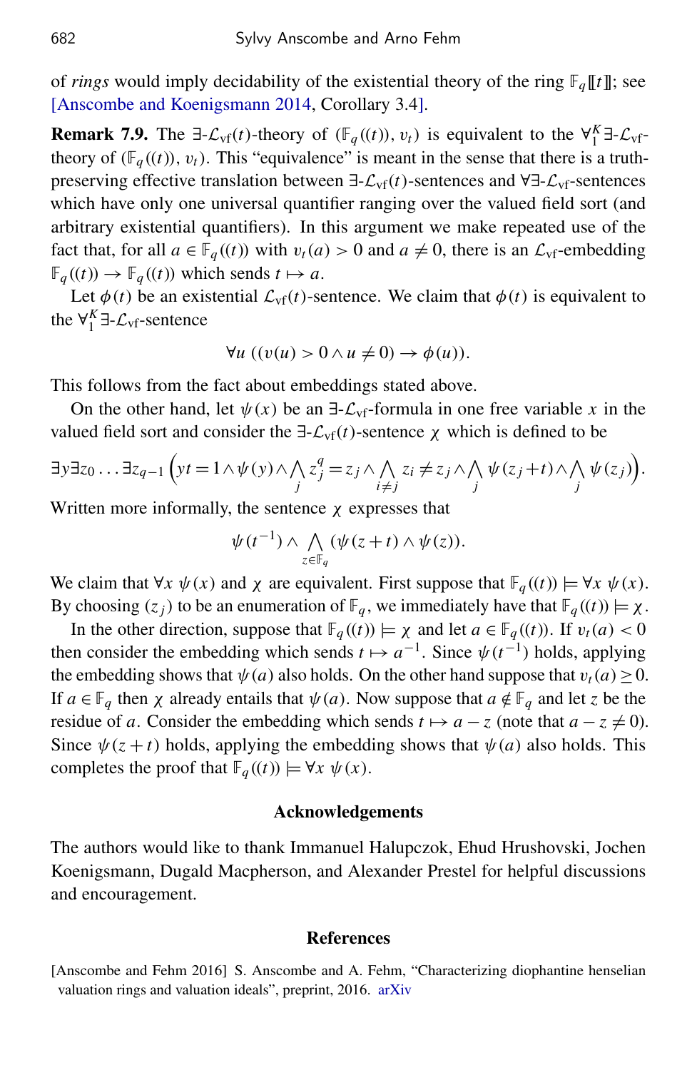of *rings* would imply decidability of the existential theory of the ring $\mathbb{F}_q[\![t]\!]$; see [Anscombe and Koenigsmann 2014, Corollary 3.4].

**Remark 7.9.** The $\exists$-$\mathcal{L}_{\mathrm{vf}}(t)$-theory of $(\mathbb{F}_q((t)), v_t)$ is equivalent to the $\forall_1^K\exists$-$\mathcal{L}_{\mathrm{vf}}$-theory of $(\mathbb{F}_q((t)), v_t)$. This "equivalence" is meant in the sense that there is a truth-preserving effective translation between $\exists$-$\mathcal{L}_{\mathrm{vf}}(t)$-sentences and $\forall\exists$-$\mathcal{L}_{\mathrm{vf}}$-sentences which have only one universal quantifier ranging over the valued field sort (and arbitrary existential quantifiers). In this argument we make repeated use of the fact that, for all $a \in \mathbb{F}_q((t))$ with $v_t(a) > 0$ and $a \neq 0$, there is an $\mathcal{L}_{\mathrm{vf}}$-embedding $\mathbb{F}_q((t)) \to \mathbb{F}_q((t))$ which sends $t \mapsto a$.

Let $\phi(t)$ be an existential $\mathcal{L}_{\mathrm{vf}}(t)$-sentence. We claim that $\phi(t)$ is equivalent to the $\forall_1^K\exists$-$\mathcal{L}_{\mathrm{vf}}$-sentence

$$\forall u\ ((v(u) > 0 \wedge u \neq 0) \to \phi(u)).$$

This follows from the fact about embeddings stated above.

On the other hand, let $\psi(x)$ be an $\exists$-$\mathcal{L}_{\mathrm{vf}}$-formula in one free variable $x$ in the valued field sort and consider the $\exists$-$\mathcal{L}_{\mathrm{vf}}(t)$-sentence $\chi$ which is defined to be

$$\exists y \exists z_0 \ldots \exists z_{q-1} \Big( yt = 1 \wedge \psi(y) \wedge \bigwedge_j z_j^q = z_j \wedge \bigwedge_{i \neq j} z_i \neq z_j \wedge \bigwedge_j \psi(z_j + t) \wedge \bigwedge_j \psi(z_j) \Big).$$

Written more informally, the sentence $\chi$ expresses that

$$\psi(t^{-1}) \wedge \bigwedge_{z \in \mathbb{F}_q} (\psi(z+t) \wedge \psi(z)).$$

We claim that $\forall x\ \psi(x)$ and $\chi$ are equivalent. First suppose that $\mathbb{F}_q((t)) \models \forall x\ \psi(x)$. By choosing $(z_j)$ to be an enumeration of $\mathbb{F}_q$, we immediately have that $\mathbb{F}_q((t)) \models \chi$.

In the other direction, suppose that $\mathbb{F}_q((t)) \models \chi$ and let $a \in \mathbb{F}_q((t))$. If $v_t(a) < 0$ then consider the embedding which sends $t \mapsto a^{-1}$. Since $\psi(t^{-1})$ holds, applying the embedding shows that $\psi(a)$ also holds. On the other hand suppose that $v_t(a) \geq 0$. If $a \in \mathbb{F}_q$ then $\chi$ already entails that $\psi(a)$. Now suppose that $a \notin \mathbb{F}_q$ and let $z$ be the residue of $a$. Consider the embedding which sends $t \mapsto a - z$ (note that $a - z \neq 0$). Since $\psi(z + t)$ holds, applying the embedding shows that $\psi(a)$ also holds. This completes the proof that $\mathbb{F}_q((t)) \models \forall x\ \psi(x)$.

## Acknowledgements

The authors would like to thank Immanuel Halupczok, Ehud Hrushovski, Jochen Koenigsmann, Dugald Macpherson, and Alexander Prestel for helpful discussions and encouragement.

## References

[Anscombe and Fehm 2016] S. Anscombe and A. Fehm, "Characterizing diophantine henselian valuation rings and valuation ideals", preprint, 2016. arXiv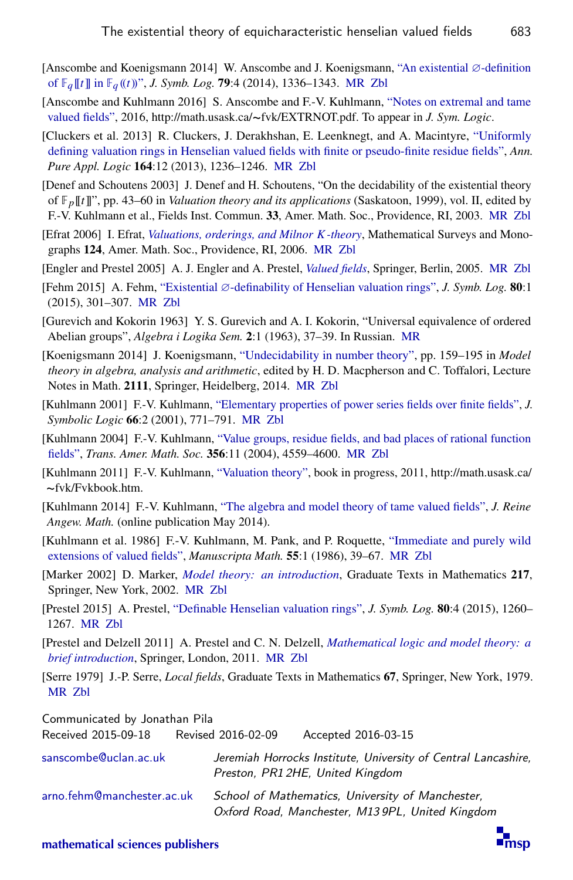[Anscombe and Koenigsmann 2014] W. Anscombe and J. Koenigsmann, "An existential ∅-definition of $\mathbb{F}_q[\![t]\!]$ in $\mathbb{F}_q((t))$", *J. Symb. Log.* **79**:4 (2014), 1336–1343. MR Zbl

[Anscombe and Kuhlmann 2016] S. Anscombe and F.-V. Kuhlmann, "Notes on extremal and tame valued fields", 2016, http://math.usask.ca/~fvk/EXTRNOT.pdf. To appear in *J. Sym. Logic*.

[Cluckers et al. 2013] R. Cluckers, J. Derakhshan, E. Leenknegt, and A. Macintyre, "Uniformly defining valuation rings in Henselian valued fields with finite or pseudo-finite residue fields", *Ann. Pure Appl. Logic* **164**:12 (2013), 1236–1246. MR Zbl

[Denef and Schoutens 2003] J. Denef and H. Schoutens, "On the decidability of the existential theory of $\mathbb{F}_p[\![t]\!]$", pp. 43–60 in *Valuation theory and its applications* (Saskatoon, 1999), vol. II, edited by F.-V. Kuhlmann et al., Fields Inst. Commun. **33**, Amer. Math. Soc., Providence, RI, 2003. MR Zbl

[Efrat 2006] I. Efrat, *Valuations, orderings, and Milnor K-theory*, Mathematical Surveys and Monographs **124**, Amer. Math. Soc., Providence, RI, 2006. MR Zbl

[Engler and Prestel 2005] A. J. Engler and A. Prestel, *Valued fields*, Springer, Berlin, 2005. MR Zbl

[Fehm 2015] A. Fehm, "Existential ∅-definability of Henselian valuation rings", *J. Symb. Log.* **80**:1 (2015), 301–307. MR Zbl

[Gurevich and Kokorin 1963] Y. S. Gurevich and A. I. Kokorin, "Universal equivalence of ordered Abelian groups", *Algebra i Logika Sem.* **2**:1 (1963), 37–39. In Russian. MR

[Koenigsmann 2014] J. Koenigsmann, "Undecidability in number theory", pp. 159–195 in *Model theory in algebra, analysis and arithmetic*, edited by H. D. Macpherson and C. Toffalori, Lecture Notes in Math. **2111**, Springer, Heidelberg, 2014. MR Zbl

[Kuhlmann 2001] F.-V. Kuhlmann, "Elementary properties of power series fields over finite fields", *J. Symbolic Logic* **66**:2 (2001), 771–791. MR Zbl

[Kuhlmann 2004] F.-V. Kuhlmann, "Value groups, residue fields, and bad places of rational function fields", *Trans. Amer. Math. Soc.* **356**:11 (2004), 4559–4600. MR Zbl

[Kuhlmann 2011] F.-V. Kuhlmann, "Valuation theory", book in progress, 2011, http://math.usask.ca/~fvk/Fvkbook.htm.

[Kuhlmann 2014] F.-V. Kuhlmann, "The algebra and model theory of tame valued fields", *J. Reine Angew. Math.* (online publication May 2014).

[Kuhlmann et al. 1986] F.-V. Kuhlmann, M. Pank, and P. Roquette, "Immediate and purely wild extensions of valued fields", *Manuscripta Math.* **55**:1 (1986), 39–67. MR Zbl

[Marker 2002] D. Marker, *Model theory: an introduction*, Graduate Texts in Mathematics **217**, Springer, New York, 2002. MR Zbl

[Prestel 2015] A. Prestel, "Definable Henselian valuation rings", *J. Symb. Log.* **80**:4 (2015), 1260–1267. MR Zbl

[Prestel and Delzell 2011] A. Prestel and C. N. Delzell, *Mathematical logic and model theory: a brief introduction*, Springer, London, 2011. MR Zbl

[Serre 1979] J.-P. Serre, *Local fields*, Graduate Texts in Mathematics **67**, Springer, New York, 1979. MR Zbl

Communicated by Jonathan Pila
Received 2015-09-18 Revised 2016-02-09 Accepted 2016-03-15

sanscombe@uclan.ac.uk — *Jeremiah Horrocks Institute, University of Central Lancashire, Preston, PR1 2HE, United Kingdom*

arno.fehm@manchester.ac.uk — *School of Mathematics, University of Manchester, Oxford Road, Manchester, M13 9PL, United Kingdom*

mathematical sciences publishers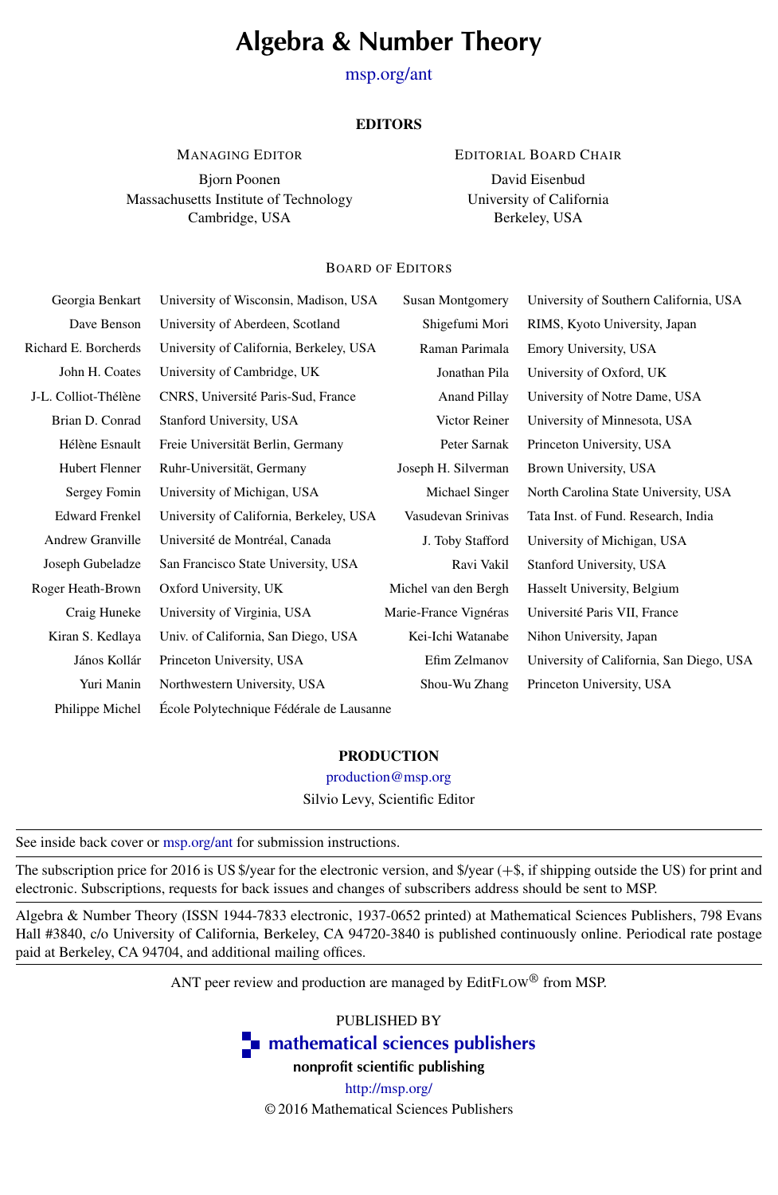# Algebra & Number Theory

msp.org/ant

## EDITORS

MANAGING EDITOR

Bjorn Poonen
Massachusetts Institute of Technology
Cambridge, USA

EDITORIAL BOARD CHAIR

David Eisenbud
University of California
Berkeley, USA

### BOARD OF EDITORS

| | | | |
|---|---|---|---|
| Georgia Benkart | University of Wisconsin, Madison, USA | Susan Montgomery | University of Southern California, USA |
| Dave Benson | University of Aberdeen, Scotland | Shigefumi Mori | RIMS, Kyoto University, Japan |
| Richard E. Borcherds | University of California, Berkeley, USA | Raman Parimala | Emory University, USA |
| John H. Coates | University of Cambridge, UK | Jonathan Pila | University of Oxford, UK |
| J-L. Colliot-Thélène | CNRS, Université Paris-Sud, France | Anand Pillay | University of Notre Dame, USA |
| Brian D. Conrad | Stanford University, USA | Victor Reiner | University of Minnesota, USA |
| Hélène Esnault | Freie Universität Berlin, Germany | Peter Sarnak | Princeton University, USA |
| Hubert Flenner | Ruhr-Universität, Germany | Joseph H. Silverman | Brown University, USA |
| Sergey Fomin | University of Michigan, USA | Michael Singer | North Carolina State University, USA |
| Edward Frenkel | University of California, Berkeley, USA | Vasudevan Srinivas | Tata Inst. of Fund. Research, India |
| Andrew Granville | Université de Montréal, Canada | J. Toby Stafford | University of Michigan, USA |
| Joseph Gubeladze | San Francisco State University, USA | Ravi Vakil | Stanford University, USA |
| Roger Heath-Brown | Oxford University, UK | Michel van den Bergh | Hasselt University, Belgium |
| Craig Huneke | University of Virginia, USA | Marie-France Vignéras | Université Paris VII, France |
| Kiran S. Kedlaya | Univ. of California, San Diego, USA | Kei-Ichi Watanabe | Nihon University, Japan |
| János Kollár | Princeton University, USA | Efim Zelmanov | University of California, San Diego, USA |
| Yuri Manin | Northwestern University, USA | Shou-Wu Zhang | Princeton University, USA |
| Philippe Michel | École Polytechnique Fédérale de Lausanne | | |

## PRODUCTION

production@msp.org

Silvio Levy, Scientific Editor

---

See inside back cover or msp.org/ant for submission instructions.

The subscription price for 2016 is US $/year for the electronic version, and $/year (+$, if shipping outside the US) for print and electronic. Subscriptions, requests for back issues and changes of subscribers address should be sent to MSP.

Algebra & Number Theory (ISSN 1944-7833 electronic, 1937-0652 printed) at Mathematical Sciences Publishers, 798 Evans Hall #3840, c/o University of California, Berkeley, CA 94720-3840 is published continuously online. Periodical rate postage paid at Berkeley, CA 94704, and additional mailing offices.

ANT peer review and production are managed by EditFLOW® from MSP.

PUBLISHED BY

**mathematical sciences publishers**

**nonprofit scientific publishing**

http://msp.org/

© 2016 Mathematical Sciences Publishers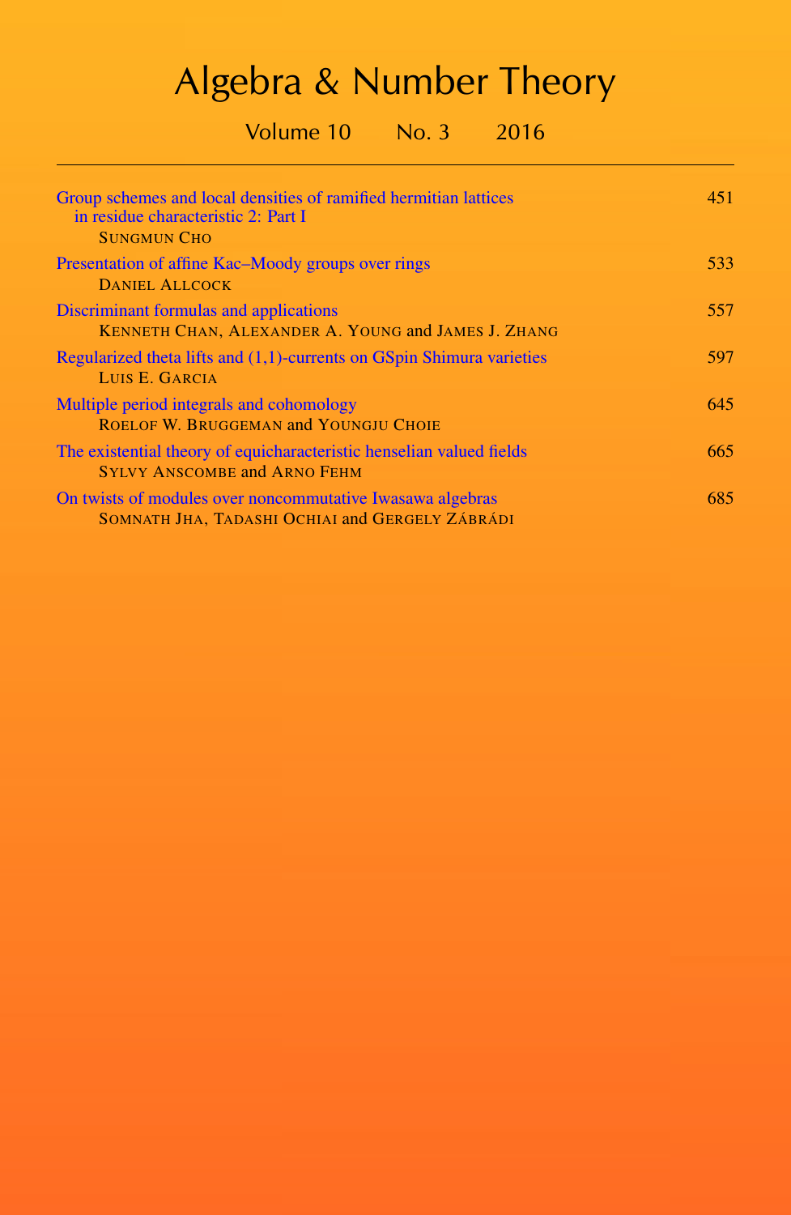# Algebra & Number Theory

Volume 10 No. 3 2016

---

Group schemes and local densities of ramified hermitian lattices in residue characteristic 2: Part I — 451
SUNGMUN CHO

Presentation of affine Kac–Moody groups over rings — 533
DANIEL ALLCOCK

Discriminant formulas and applications — 557
KENNETH CHAN, ALEXANDER A. YOUNG and JAMES J. ZHANG

Regularized theta lifts and (1,1)-currents on GSpin Shimura varieties — 597
LUIS E. GARCIA

Multiple period integrals and cohomology — 645
ROELOF W. BRUGGEMAN and YOUNGJU CHOIE

The existential theory of equicharacteristic henselian valued fields — 665
SYLVY ANSCOMBE and ARNO FEHM

On twists of modules over noncommutative Iwasawa algebras — 685
SOMNATH JHA, TADASHI OCHIAI and GERGELY ZÁBRÁDI